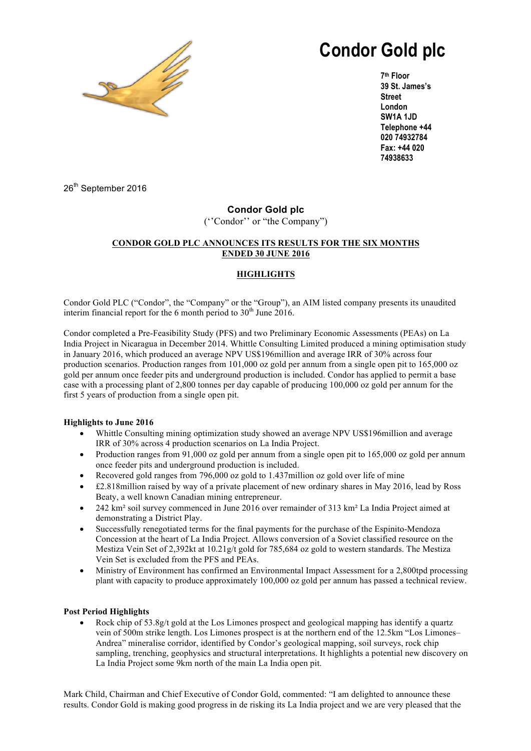# Condor Gold plc

**7th Floor**
**39 St. James's Street**
**London**
**SW1A 1JD**
**Telephone +44 020 74932784**
**Fax: +44 020 74938633**

26th September 2016

**Condor Gold plc**

(''Condor'' or "the Company")

**CONDOR GOLD PLC ANNOUNCES ITS RESULTS FOR THE SIX MONTHS ENDED 30 JUNE 2016**

**HIGHLIGHTS**

Condor Gold PLC ("Condor", the "Company" or the "Group"), an AIM listed company presents its unaudited interim financial report for the 6 month period to 30th June 2016.

Condor completed a Pre-Feasibility Study (PFS) and two Preliminary Economic Assessments (PEAs) on La India Project in Nicaragua in December 2014. Whittle Consulting Limited produced a mining optimisation study in January 2016, which produced an average NPV US$196million and average IRR of 30% across four production scenarios. Production ranges from 101,000 oz gold per annum from a single open pit to 165,000 oz gold per annum once feeder pits and underground production is included. Condor has applied to permit a base case with a processing plant of 2,800 tonnes per day capable of producing 100,000 oz gold per annum for the first 5 years of production from a single open pit.

**Highlights to June 2016**

- Whittle Consulting mining optimization study showed an average NPV US$196million and average IRR of 30% across 4 production scenarios on La India Project.
- Production ranges from 91,000 oz gold per annum from a single open pit to 165,000 oz gold per annum once feeder pits and underground production is included.
- Recovered gold ranges from 796,000 oz gold to 1.437million oz gold over life of mine
- £2.818million raised by way of a private placement of new ordinary shares in May 2016, lead by Ross Beaty, a well known Canadian mining entrepreneur.
- 242 km² soil survey commenced in June 2016 over remainder of 313 km² La India Project aimed at demonstrating a District Play.
- Successfully renegotiated terms for the final payments for the purchase of the Espinito-Mendoza Concession at the heart of La India Project. Allows conversion of a Soviet classified resource on the Mestiza Vein Set of 2,392kt at 10.21g/t gold for 785,684 oz gold to western standards. The Mestiza Vein Set is excluded from the PFS and PEAs.
- Ministry of Environment has confirmed an Environmental Impact Assessment for a 2,800tpd processing plant with capacity to produce approximately 100,000 oz gold per annum has passed a technical review.

**Post Period Highlights**

- Rock chip of 53.8g/t gold at the Los Limones prospect and geological mapping has identify a quartz vein of 500m strike length. Los Limones prospect is at the northern end of the 12.5km "Los Limones–Andrea" mineralise corridor, identified by Condor's geological mapping, soil surveys, rock chip sampling, trenching, geophysics and structural interpretations. It highlights a potential new discovery on La India Project some 9km north of the main La India open pit.

Mark Child, Chairman and Chief Executive of Condor Gold, commented: "I am delighted to announce these results. Condor Gold is making good progress in de risking its La India project and we are very pleased that the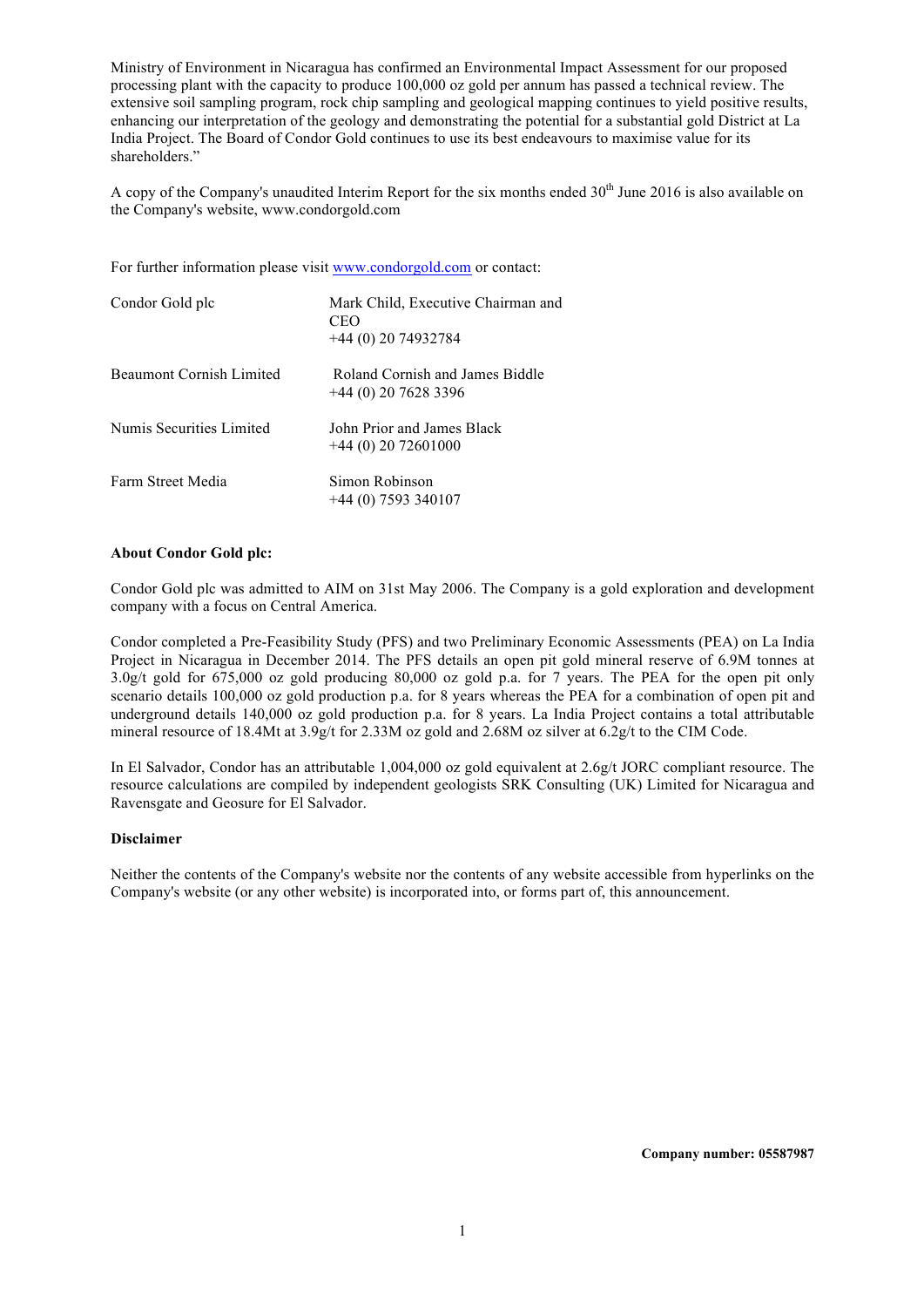Ministry of Environment in Nicaragua has confirmed an Environmental Impact Assessment for our proposed processing plant with the capacity to produce 100,000 oz gold per annum has passed a technical review. The extensive soil sampling program, rock chip sampling and geological mapping continues to yield positive results, enhancing our interpretation of the geology and demonstrating the potential for a substantial gold District at La India Project. The Board of Condor Gold continues to use its best endeavours to maximise value for its shareholders."

A copy of the Company's unaudited Interim Report for the six months ended 30th June 2016 is also available on the Company's website, www.condorgold.com

For further information please visit www.condorgold.com or contact:

| | |
|---|---|
| Condor Gold plc | Mark Child, Executive Chairman and CEO<br>+44 (0) 20 74932784 |
| Beaumont Cornish Limited | Roland Cornish and James Biddle<br>+44 (0) 20 7628 3396 |
| Numis Securities Limited | John Prior and James Black<br>+44 (0) 20 72601000 |
| Farm Street Media | Simon Robinson<br>+44 (0) 7593 340107 |

**About Condor Gold plc:**

Condor Gold plc was admitted to AIM on 31st May 2006. The Company is a gold exploration and development company with a focus on Central America.

Condor completed a Pre-Feasibility Study (PFS) and two Preliminary Economic Assessments (PEA) on La India Project in Nicaragua in December 2014. The PFS details an open pit gold mineral reserve of 6.9M tonnes at 3.0g/t gold for 675,000 oz gold producing 80,000 oz gold p.a. for 7 years. The PEA for the open pit only scenario details 100,000 oz gold production p.a. for 8 years whereas the PEA for a combination of open pit and underground details 140,000 oz gold production p.a. for 8 years. La India Project contains a total attributable mineral resource of 18.4Mt at 3.9g/t for 2.33M oz gold and 2.68M oz silver at 6.2g/t to the CIM Code.

In El Salvador, Condor has an attributable 1,004,000 oz gold equivalent at 2.6g/t JORC compliant resource. The resource calculations are compiled by independent geologists SRK Consulting (UK) Limited for Nicaragua and Ravensgate and Geosure for El Salvador.

**Disclaimer**

Neither the contents of the Company's website nor the contents of any website accessible from hyperlinks on the Company's website (or any other website) is incorporated into, or forms part of, this announcement.

**Company number: 05587987**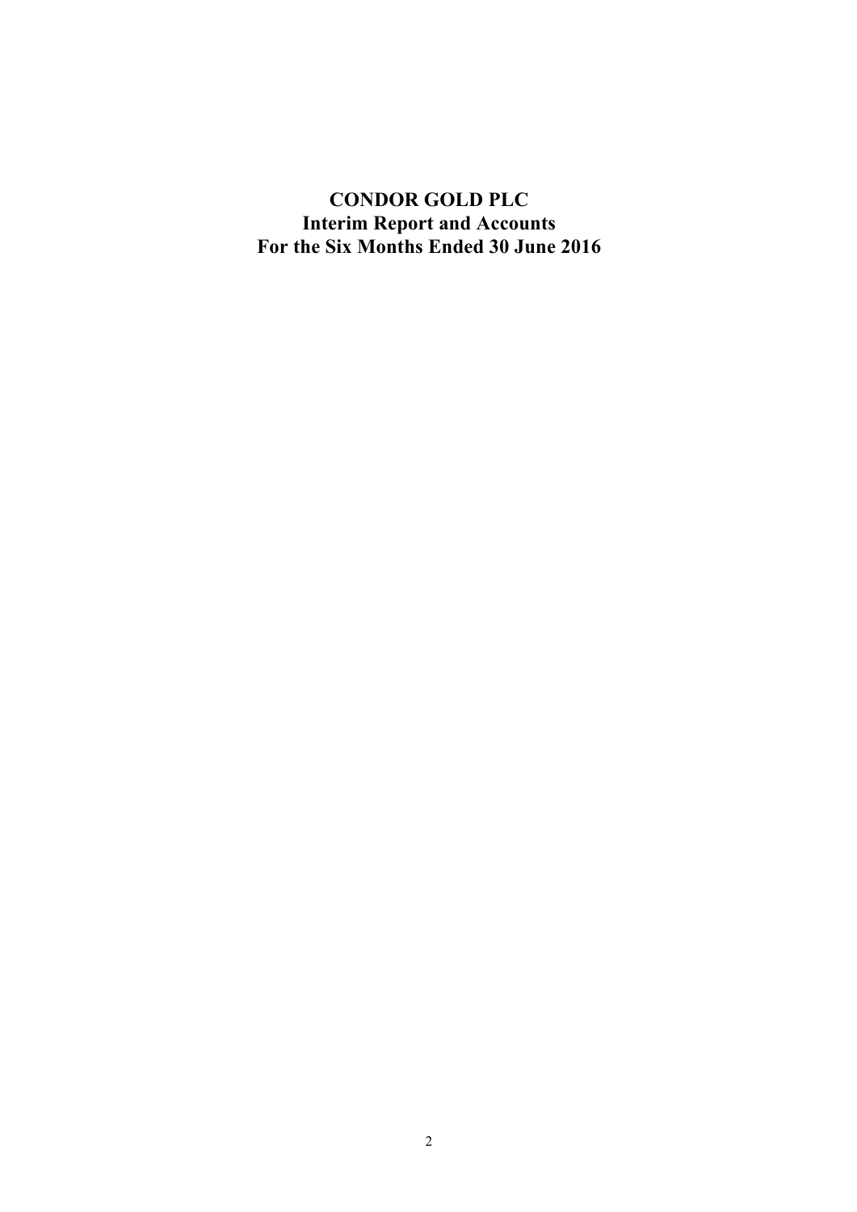# CONDOR GOLD PLC
# Interim Report and Accounts
# For the Six Months Ended 30 June 2016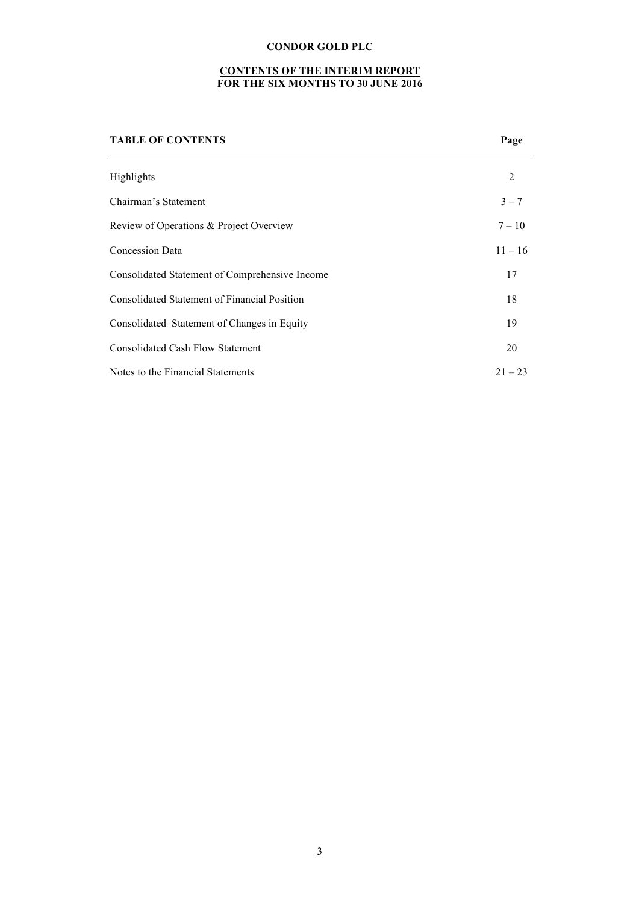**CONDOR GOLD PLC**

**CONTENTS OF THE INTERIM REPORT**
**FOR THE SIX MONTHS TO 30 JUNE 2016**

| TABLE OF CONTENTS | Page |
|---|---|
| Highlights | 2 |
| Chairman's Statement | 3 – 7 |
| Review of Operations & Project Overview | 7 – 10 |
| Concession Data | 11 – 16 |
| Consolidated Statement of Comprehensive Income | 17 |
| Consolidated Statement of Financial Position | 18 |
| Consolidated Statement of Changes in Equity | 19 |
| Consolidated Cash Flow Statement | 20 |
| Notes to the Financial Statements | 21 – 23 |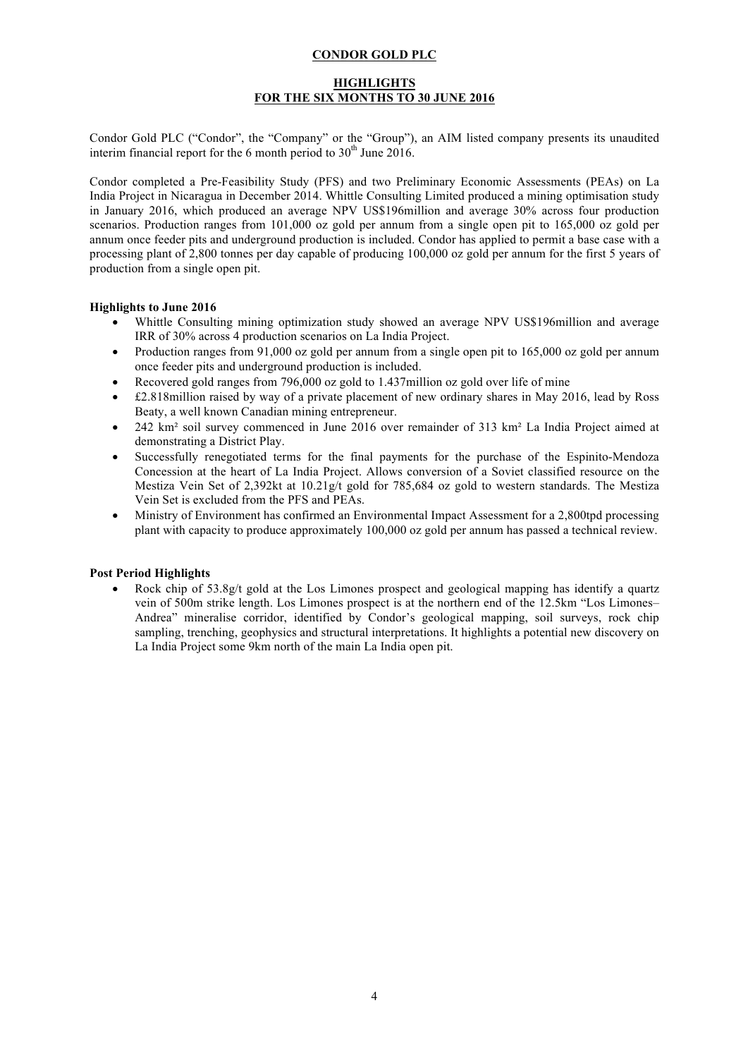**CONDOR GOLD PLC**

**HIGHLIGHTS**
**FOR THE SIX MONTHS TO 30 JUNE 2016**

Condor Gold PLC ("Condor", the "Company" or the "Group"), an AIM listed company presents its unaudited interim financial report for the 6 month period to 30th June 2016.

Condor completed a Pre-Feasibility Study (PFS) and two Preliminary Economic Assessments (PEAs) on La India Project in Nicaragua in December 2014. Whittle Consulting Limited produced a mining optimisation study in January 2016, which produced an average NPV US$196million and average 30% across four production scenarios. Production ranges from 101,000 oz gold per annum from a single open pit to 165,000 oz gold per annum once feeder pits and underground production is included. Condor has applied to permit a base case with a processing plant of 2,800 tonnes per day capable of producing 100,000 oz gold per annum for the first 5 years of production from a single open pit.

**Highlights to June 2016**

- Whittle Consulting mining optimization study showed an average NPV US$196million and average IRR of 30% across 4 production scenarios on La India Project.
- Production ranges from 91,000 oz gold per annum from a single open pit to 165,000 oz gold per annum once feeder pits and underground production is included.
- Recovered gold ranges from 796,000 oz gold to 1.437million oz gold over life of mine
- £2.818million raised by way of a private placement of new ordinary shares in May 2016, lead by Ross Beaty, a well known Canadian mining entrepreneur.
- 242 km² soil survey commenced in June 2016 over remainder of 313 km² La India Project aimed at demonstrating a District Play.
- Successfully renegotiated terms for the final payments for the purchase of the Espinito-Mendoza Concession at the heart of La India Project. Allows conversion of a Soviet classified resource on the Mestiza Vein Set of 2,392kt at 10.21g/t gold for 785,684 oz gold to western standards. The Mestiza Vein Set is excluded from the PFS and PEAs.
- Ministry of Environment has confirmed an Environmental Impact Assessment for a 2,800tpd processing plant with capacity to produce approximately 100,000 oz gold per annum has passed a technical review.

**Post Period Highlights**

- Rock chip of 53.8g/t gold at the Los Limones prospect and geological mapping has identify a quartz vein of 500m strike length. Los Limones prospect is at the northern end of the 12.5km "Los Limones–Andrea" mineralise corridor, identified by Condor's geological mapping, soil surveys, rock chip sampling, trenching, geophysics and structural interpretations. It highlights a potential new discovery on La India Project some 9km north of the main La India open pit.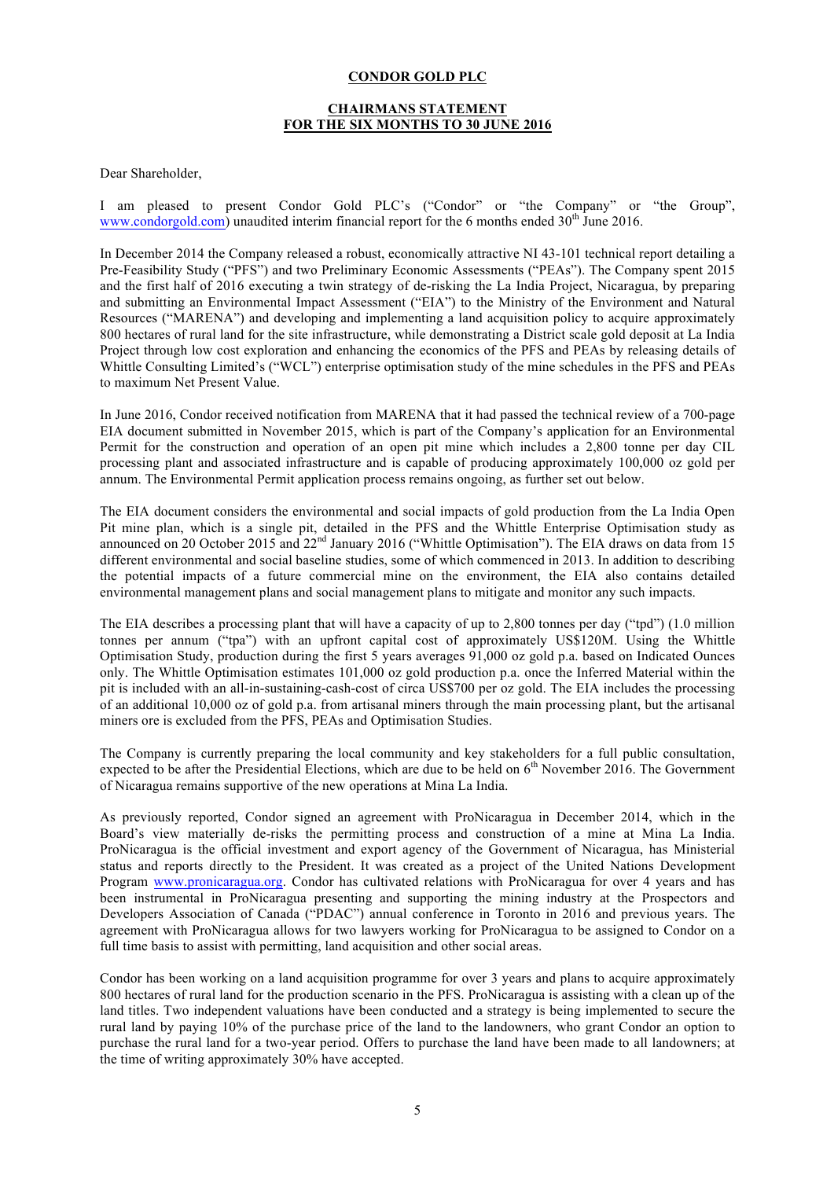# CONDOR GOLD PLC

## CHAIRMANS STATEMENT FOR THE SIX MONTHS TO 30 JUNE 2016

Dear Shareholder,

I am pleased to present Condor Gold PLC's ("Condor" or "the Company" or "the Group", www.condorgold.com) unaudited interim financial report for the 6 months ended 30th June 2016.

In December 2014 the Company released a robust, economically attractive NI 43-101 technical report detailing a Pre-Feasibility Study ("PFS") and two Preliminary Economic Assessments ("PEAs"). The Company spent 2015 and the first half of 2016 executing a twin strategy of de-risking the La India Project, Nicaragua, by preparing and submitting an Environmental Impact Assessment ("EIA") to the Ministry of the Environment and Natural Resources ("MARENA") and developing and implementing a land acquisition policy to acquire approximately 800 hectares of rural land for the site infrastructure, while demonstrating a District scale gold deposit at La India Project through low cost exploration and enhancing the economics of the PFS and PEAs by releasing details of Whittle Consulting Limited's ("WCL") enterprise optimisation study of the mine schedules in the PFS and PEAs to maximum Net Present Value.

In June 2016, Condor received notification from MARENA that it had passed the technical review of a 700-page EIA document submitted in November 2015, which is part of the Company's application for an Environmental Permit for the construction and operation of an open pit mine which includes a 2,800 tonne per day CIL processing plant and associated infrastructure and is capable of producing approximately 100,000 oz gold per annum. The Environmental Permit application process remains ongoing, as further set out below.

The EIA document considers the environmental and social impacts of gold production from the La India Open Pit mine plan, which is a single pit, detailed in the PFS and the Whittle Enterprise Optimisation study as announced on 20 October 2015 and 22nd January 2016 ("Whittle Optimisation"). The EIA draws on data from 15 different environmental and social baseline studies, some of which commenced in 2013. In addition to describing the potential impacts of a future commercial mine on the environment, the EIA also contains detailed environmental management plans and social management plans to mitigate and monitor any such impacts.

The EIA describes a processing plant that will have a capacity of up to 2,800 tonnes per day ("tpd") (1.0 million tonnes per annum ("tpa") with an upfront capital cost of approximately US$120M. Using the Whittle Optimisation Study, production during the first 5 years averages 91,000 oz gold p.a. based on Indicated Ounces only. The Whittle Optimisation estimates 101,000 oz gold production p.a. once the Inferred Material within the pit is included with an all-in-sustaining-cash-cost of circa US$700 per oz gold. The EIA includes the processing of an additional 10,000 oz of gold p.a. from artisanal miners through the main processing plant, but the artisanal miners ore is excluded from the PFS, PEAs and Optimisation Studies.

The Company is currently preparing the local community and key stakeholders for a full public consultation, expected to be after the Presidential Elections, which are due to be held on 6th November 2016. The Government of Nicaragua remains supportive of the new operations at Mina La India.

As previously reported, Condor signed an agreement with ProNicaragua in December 2014, which in the Board's view materially de-risks the permitting process and construction of a mine at Mina La India. ProNicaragua is the official investment and export agency of the Government of Nicaragua, has Ministerial status and reports directly to the President. It was created as a project of the United Nations Development Program www.pronicaragua.org. Condor has cultivated relations with ProNicaragua for over 4 years and has been instrumental in ProNicaragua presenting and supporting the mining industry at the Prospectors and Developers Association of Canada ("PDAC") annual conference in Toronto in 2016 and previous years. The agreement with ProNicaragua allows for two lawyers working for ProNicaragua to be assigned to Condor on a full time basis to assist with permitting, land acquisition and other social areas.

Condor has been working on a land acquisition programme for over 3 years and plans to acquire approximately 800 hectares of rural land for the production scenario in the PFS. ProNicaragua is assisting with a clean up of the land titles. Two independent valuations have been conducted and a strategy is being implemented to secure the rural land by paying 10% of the purchase price of the land to the landowners, who grant Condor an option to purchase the rural land for a two-year period. Offers to purchase the land have been made to all landowners; at the time of writing approximately 30% have accepted.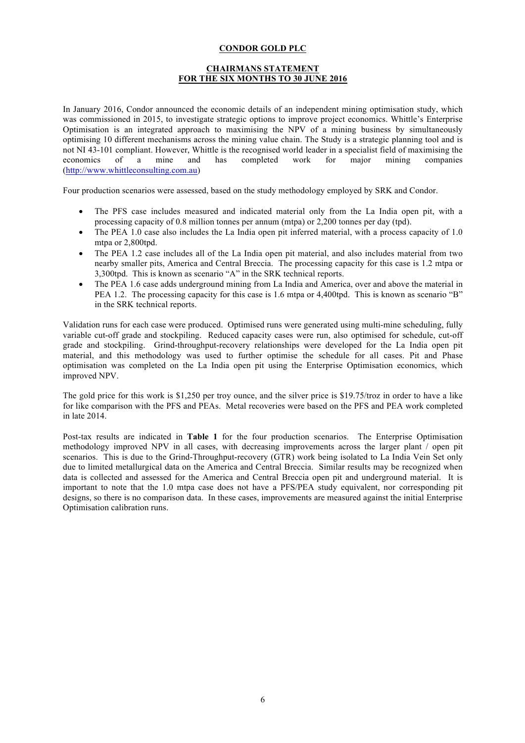**CONDOR GOLD PLC**

**CHAIRMANS STATEMENT**
**FOR THE SIX MONTHS TO 30 JUNE 2016**

In January 2016, Condor announced the economic details of an independent mining optimisation study, which was commissioned in 2015, to investigate strategic options to improve project economics. Whittle's Enterprise Optimisation is an integrated approach to maximising the NPV of a mining business by simultaneously optimising 10 different mechanisms across the mining value chain. The Study is a strategic planning tool and is not NI 43-101 compliant. However, Whittle is the recognised world leader in a specialist field of maximising the economics of a mine and has completed work for major mining companies (http://www.whittleconsulting.com.au)

Four production scenarios were assessed, based on the study methodology employed by SRK and Condor.

- The PFS case includes measured and indicated material only from the La India open pit, with a processing capacity of 0.8 million tonnes per annum (mtpa) or 2,200 tonnes per day (tpd).
- The PEA 1.0 case also includes the La India open pit inferred material, with a process capacity of 1.0 mtpa or 2,800tpd.
- The PEA 1.2 case includes all of the La India open pit material, and also includes material from two nearby smaller pits, America and Central Breccia. The processing capacity for this case is 1.2 mtpa or 3,300tpd. This is known as scenario "A" in the SRK technical reports.
- The PEA 1.6 case adds underground mining from La India and America, over and above the material in PEA 1.2. The processing capacity for this case is 1.6 mtpa or 4,400tpd. This is known as scenario "B" in the SRK technical reports.

Validation runs for each case were produced. Optimised runs were generated using multi-mine scheduling, fully variable cut-off grade and stockpiling. Reduced capacity cases were run, also optimised for schedule, cut-off grade and stockpiling. Grind-throughput-recovery relationships were developed for the La India open pit material, and this methodology was used to further optimise the schedule for all cases. Pit and Phase optimisation was completed on the La India open pit using the Enterprise Optimisation economics, which improved NPV.

The gold price for this work is $1,250 per troy ounce, and the silver price is $19.75/troz in order to have a like for like comparison with the PFS and PEAs. Metal recoveries were based on the PFS and PEA work completed in late 2014.

Post-tax results are indicated in **Table 1** for the four production scenarios. The Enterprise Optimisation methodology improved NPV in all cases, with decreasing improvements across the larger plant / open pit scenarios. This is due to the Grind-Throughput-recovery (GTR) work being isolated to La India Vein Set only due to limited metallurgical data on the America and Central Breccia. Similar results may be recognized when data is collected and assessed for the America and Central Breccia open pit and underground material. It is important to note that the 1.0 mtpa case does not have a PFS/PEA study equivalent, nor corresponding pit designs, so there is no comparison data. In these cases, improvements are measured against the initial Enterprise Optimisation calibration runs.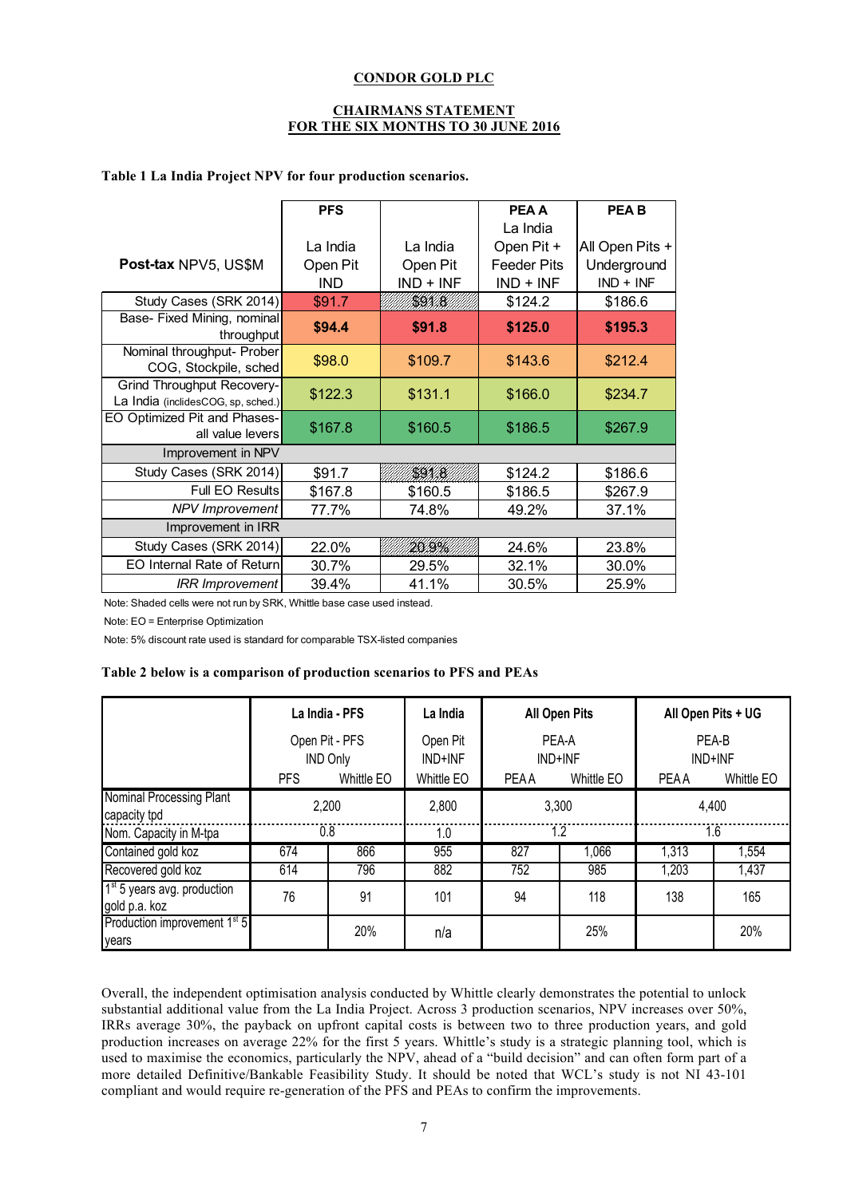**CONDOR GOLD PLC**

**CHAIRMANS STATEMENT**
**FOR THE SIX MONTHS TO 30 JUNE 2016**

**Table 1 La India Project NPV for four production scenarios.**

| **Post-tax** NPV5, US$M | **PFS** La India Open Pit IND | La India Open Pit IND + INF | **PEA A** La India Open Pit + Feeder Pits IND + INF | **PEA B** All Open Pits + Underground IND + INF |
|---|---|---|---|---|
| Study Cases (SRK 2014) | $91.7 | $91.8 | $124.2 | $186.6 |
| Base- Fixed Mining, nominal throughput | **$94.4** | **$91.8** | **$125.0** | **$195.3** |
| Nominal throughput- Prober COG, Stockpile, sched | $98.0 | $109.7 | $143.6 | $212.4 |
| Grind Throughput Recovery- La India (includesCOG, sp, sched.) | $122.3 | $131.1 | $166.0 | $234.7 |
| EO Optimized Pit and Phases- all value levers | $167.8 | $160.5 | $186.5 | $267.9 |
| Improvement in NPV | | | | |
| Study Cases (SRK 2014) | $91.7 | $91.8 | $124.2 | $186.6 |
| Full EO Results | $167.8 | $160.5 | $186.5 | $267.9 |
| *NPV Improvement* | 77.7% | 74.8% | 49.2% | 37.1% |
| Improvement in IRR | | | | |
| Study Cases (SRK 2014) | 22.0% | 20.9% | 24.6% | 23.8% |
| EO Internal Rate of Return | 30.7% | 29.5% | 32.1% | 30.0% |
| *IRR Improvement* | 39.4% | 41.1% | 30.5% | 25.9% |

Note: Shaded cells were not run by SRK, Whittle base case used instead.

Note: EO = Enterprise Optimization

Note: 5% discount rate used is standard for comparable TSX-listed companies

**Table 2 below is a comparison of production scenarios to PFS and PEAs**

| | La India - PFS | | La India | All Open Pits | | All Open Pits + UG | |
|---|---|---|---|---|---|---|---|
| | Open Pit - PFS IND Only | | Open Pit IND+INF | PEA-A IND+INF | | PEA-B IND+INF | |
| | PFS | Whittle EO | Whittle EO | PEA A | Whittle EO | PEA A | Whittle EO |
| Nominal Processing Plant capacity tpd | 2,200 | | 2,800 | 3,300 | | 4,400 | |
| Nom. Capacity in M-tpa | 0.8 | | 1.0 | 1.2 | | 1.6 | |
| Contained gold koz | 674 | 866 | 955 | 827 | 1,066 | 1,313 | 1,554 |
| Recovered gold koz | 614 | 796 | 882 | 752 | 985 | 1,203 | 1,437 |
| 1st 5 years avg. production gold p.a. koz | 76 | 91 | 101 | 94 | 118 | 138 | 165 |
| Production improvement 1st 5 years | | 20% | n/a | | 25% | | 20% |

Overall, the independent optimisation analysis conducted by Whittle clearly demonstrates the potential to unlock substantial additional value from the La India Project. Across 3 production scenarios, NPV increases over 50%, IRRs average 30%, the payback on upfront capital costs is between two to three production years, and gold production increases on average 22% for the first 5 years. Whittle's study is a strategic planning tool, which is used to maximise the economics, particularly the NPV, ahead of a "build decision" and can often form part of a more detailed Definitive/Bankable Feasibility Study. It should be noted that WCL's study is not NI 43-101 compliant and would require re-generation of the PFS and PEAs to confirm the improvements.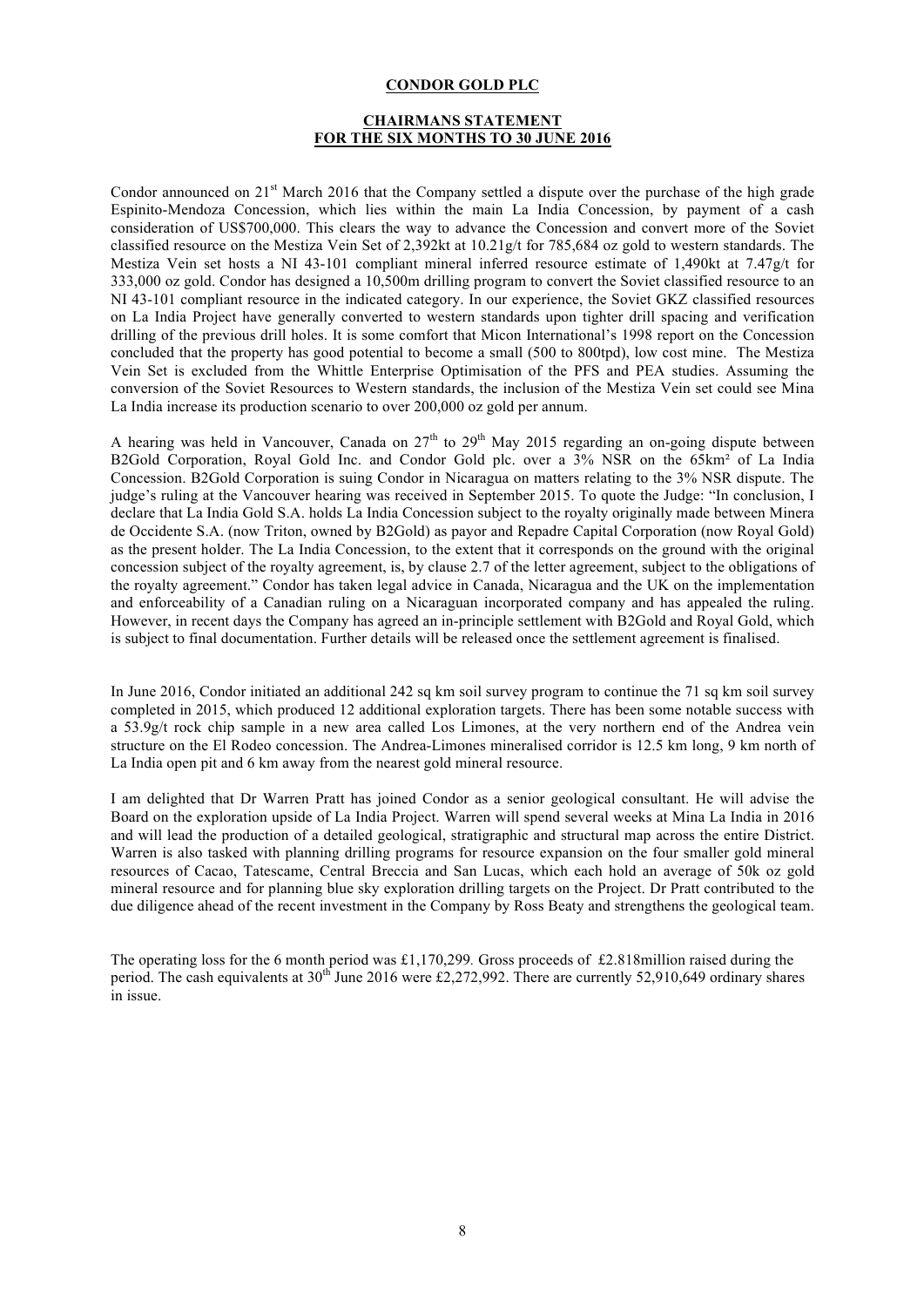**CONDOR GOLD PLC**

**CHAIRMANS STATEMENT**
**FOR THE SIX MONTHS TO 30 JUNE 2016**

Condor announced on 21st March 2016 that the Company settled a dispute over the purchase of the high grade Espinito-Mendoza Concession, which lies within the main La India Concession, by payment of a cash consideration of US$700,000. This clears the way to advance the Concession and convert more of the Soviet classified resource on the Mestiza Vein Set of 2,392kt at 10.21g/t for 785,684 oz gold to western standards. The Mestiza Vein set hosts a NI 43-101 compliant mineral inferred resource estimate of 1,490kt at 7.47g/t for 333,000 oz gold. Condor has designed a 10,500m drilling program to convert the Soviet classified resource to an NI 43-101 compliant resource in the indicated category. In our experience, the Soviet GKZ classified resources on La India Project have generally converted to western standards upon tighter drill spacing and verification drilling of the previous drill holes. It is some comfort that Micon International's 1998 report on the Concession concluded that the property has good potential to become a small (500 to 800tpd), low cost mine. The Mestiza Vein Set is excluded from the Whittle Enterprise Optimisation of the PFS and PEA studies. Assuming the conversion of the Soviet Resources to Western standards, the inclusion of the Mestiza Vein set could see Mina La India increase its production scenario to over 200,000 oz gold per annum.

A hearing was held in Vancouver, Canada on 27th to 29th May 2015 regarding an on-going dispute between B2Gold Corporation, Royal Gold Inc. and Condor Gold plc. over a 3% NSR on the 65km² of La India Concession. B2Gold Corporation is suing Condor in Nicaragua on matters relating to the 3% NSR dispute. The judge's ruling at the Vancouver hearing was received in September 2015. To quote the Judge: "In conclusion, I declare that La India Gold S.A. holds La India Concession subject to the royalty originally made between Minera de Occidente S.A. (now Triton, owned by B2Gold) as payor and Repadre Capital Corporation (now Royal Gold) as the present holder. The La India Concession, to the extent that it corresponds on the ground with the original concession subject of the royalty agreement, is, by clause 2.7 of the letter agreement, subject to the obligations of the royalty agreement." Condor has taken legal advice in Canada, Nicaragua and the UK on the implementation and enforceability of a Canadian ruling on a Nicaraguan incorporated company and has appealed the ruling. However, in recent days the Company has agreed an in-principle settlement with B2Gold and Royal Gold, which is subject to final documentation. Further details will be released once the settlement agreement is finalised.

In June 2016, Condor initiated an additional 242 sq km soil survey program to continue the 71 sq km soil survey completed in 2015, which produced 12 additional exploration targets. There has been some notable success with a 53.9g/t rock chip sample in a new area called Los Limones, at the very northern end of the Andrea vein structure on the El Rodeo concession. The Andrea-Limones mineralised corridor is 12.5 km long, 9 km north of La India open pit and 6 km away from the nearest gold mineral resource.

I am delighted that Dr Warren Pratt has joined Condor as a senior geological consultant. He will advise the Board on the exploration upside of La India Project. Warren will spend several weeks at Mina La India in 2016 and will lead the production of a detailed geological, stratigraphic and structural map across the entire District. Warren is also tasked with planning drilling programs for resource expansion on the four smaller gold mineral resources of Cacao, Tatescame, Central Breccia and San Lucas, which each hold an average of 50k oz gold mineral resource and for planning blue sky exploration drilling targets on the Project. Dr Pratt contributed to the due diligence ahead of the recent investment in the Company by Ross Beaty and strengthens the geological team.

The operating loss for the 6 month period was £1,170,299. Gross proceeds of £2.818million raised during the period. The cash equivalents at 30th June 2016 were £2,272,992. There are currently 52,910,649 ordinary shares in issue.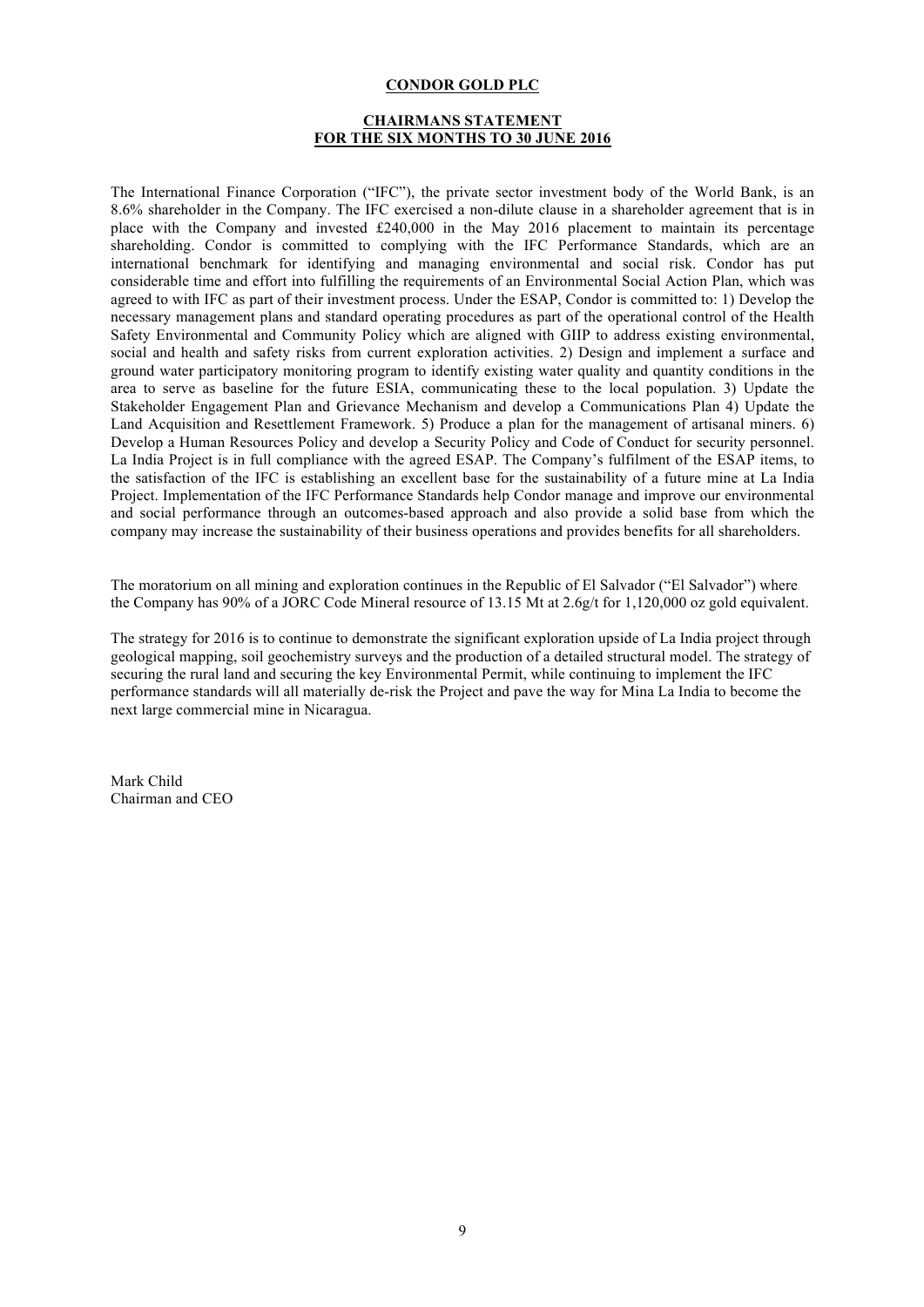**CONDOR GOLD PLC**

**CHAIRMANS STATEMENT**
**FOR THE SIX MONTHS TO 30 JUNE 2016**

The International Finance Corporation ("IFC"), the private sector investment body of the World Bank, is an 8.6% shareholder in the Company. The IFC exercised a non-dilute clause in a shareholder agreement that is in place with the Company and invested £240,000 in the May 2016 placement to maintain its percentage shareholding. Condor is committed to complying with the IFC Performance Standards, which are an international benchmark for identifying and managing environmental and social risk. Condor has put considerable time and effort into fulfilling the requirements of an Environmental Social Action Plan, which was agreed to with IFC as part of their investment process. Under the ESAP, Condor is committed to: 1) Develop the necessary management plans and standard operating procedures as part of the operational control of the Health Safety Environmental and Community Policy which are aligned with GIIP to address existing environmental, social and health and safety risks from current exploration activities. 2) Design and implement a surface and ground water participatory monitoring program to identify existing water quality and quantity conditions in the area to serve as baseline for the future ESIA, communicating these to the local population. 3) Update the Stakeholder Engagement Plan and Grievance Mechanism and develop a Communications Plan 4) Update the Land Acquisition and Resettlement Framework. 5) Produce a plan for the management of artisanal miners. 6) Develop a Human Resources Policy and develop a Security Policy and Code of Conduct for security personnel. La India Project is in full compliance with the agreed ESAP. The Company's fulfilment of the ESAP items, to the satisfaction of the IFC is establishing an excellent base for the sustainability of a future mine at La India Project. Implementation of the IFC Performance Standards help Condor manage and improve our environmental and social performance through an outcomes-based approach and also provide a solid base from which the company may increase the sustainability of their business operations and provides benefits for all shareholders.

The moratorium on all mining and exploration continues in the Republic of El Salvador ("El Salvador") where the Company has 90% of a JORC Code Mineral resource of 13.15 Mt at 2.6g/t for 1,120,000 oz gold equivalent.

The strategy for 2016 is to continue to demonstrate the significant exploration upside of La India project through geological mapping, soil geochemistry surveys and the production of a detailed structural model. The strategy of securing the rural land and securing the key Environmental Permit, while continuing to implement the IFC performance standards will all materially de-risk the Project and pave the way for Mina La India to become the next large commercial mine in Nicaragua.

Mark Child
Chairman and CEO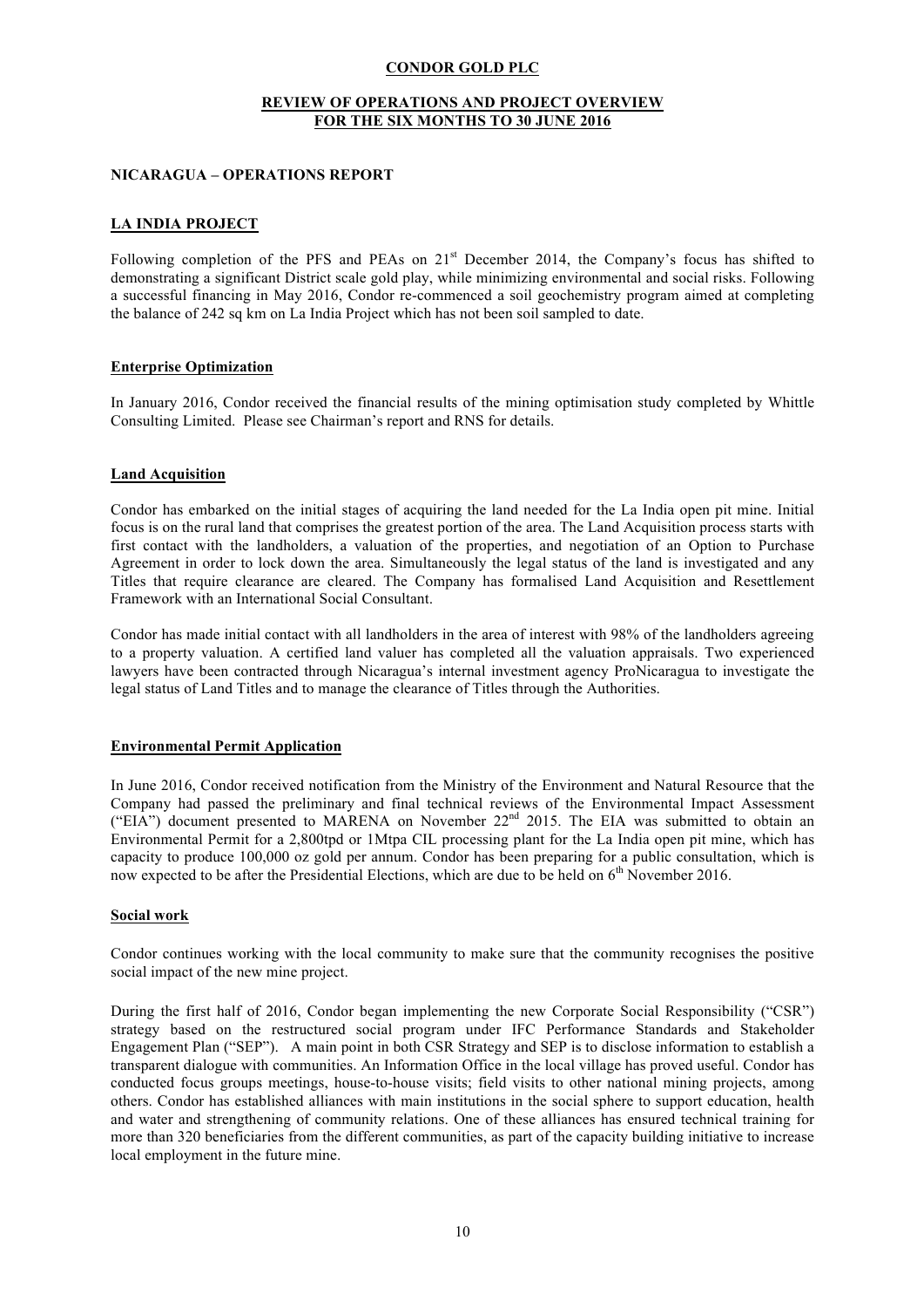**CONDOR GOLD PLC**

**REVIEW OF OPERATIONS AND PROJECT OVERVIEW FOR THE SIX MONTHS TO 30 JUNE 2016**

**NICARAGUA – OPERATIONS REPORT**

**LA INDIA PROJECT**

Following completion of the PFS and PEAs on 21st December 2014, the Company's focus has shifted to demonstrating a significant District scale gold play, while minimizing environmental and social risks. Following a successful financing in May 2016, Condor re-commenced a soil geochemistry program aimed at completing the balance of 242 sq km on La India Project which has not been soil sampled to date.

**Enterprise Optimization**

In January 2016, Condor received the financial results of the mining optimisation study completed by Whittle Consulting Limited. Please see Chairman's report and RNS for details.

**Land Acquisition**

Condor has embarked on the initial stages of acquiring the land needed for the La India open pit mine. Initial focus is on the rural land that comprises the greatest portion of the area. The Land Acquisition process starts with first contact with the landholders, a valuation of the properties, and negotiation of an Option to Purchase Agreement in order to lock down the area. Simultaneously the legal status of the land is investigated and any Titles that require clearance are cleared. The Company has formalised Land Acquisition and Resettlement Framework with an International Social Consultant.

Condor has made initial contact with all landholders in the area of interest with 98% of the landholders agreeing to a property valuation. A certified land valuer has completed all the valuation appraisals. Two experienced lawyers have been contracted through Nicaragua's internal investment agency ProNicaragua to investigate the legal status of Land Titles and to manage the clearance of Titles through the Authorities.

**Environmental Permit Application**

In June 2016, Condor received notification from the Ministry of the Environment and Natural Resource that the Company had passed the preliminary and final technical reviews of the Environmental Impact Assessment ("EIA") document presented to MARENA on November 22nd 2015. The EIA was submitted to obtain an Environmental Permit for a 2,800tpd or 1Mtpa CIL processing plant for the La India open pit mine, which has capacity to produce 100,000 oz gold per annum. Condor has been preparing for a public consultation, which is now expected to be after the Presidential Elections, which are due to be held on 6th November 2016.

**Social work**

Condor continues working with the local community to make sure that the community recognises the positive social impact of the new mine project.

During the first half of 2016, Condor began implementing the new Corporate Social Responsibility ("CSR") strategy based on the restructured social program under IFC Performance Standards and Stakeholder Engagement Plan ("SEP"). A main point in both CSR Strategy and SEP is to disclose information to establish a transparent dialogue with communities. An Information Office in the local village has proved useful. Condor has conducted focus groups meetings, house-to-house visits; field visits to other national mining projects, among others. Condor has established alliances with main institutions in the social sphere to support education, health and water and strengthening of community relations. One of these alliances has ensured technical training for more than 320 beneficiaries from the different communities, as part of the capacity building initiative to increase local employment in the future mine.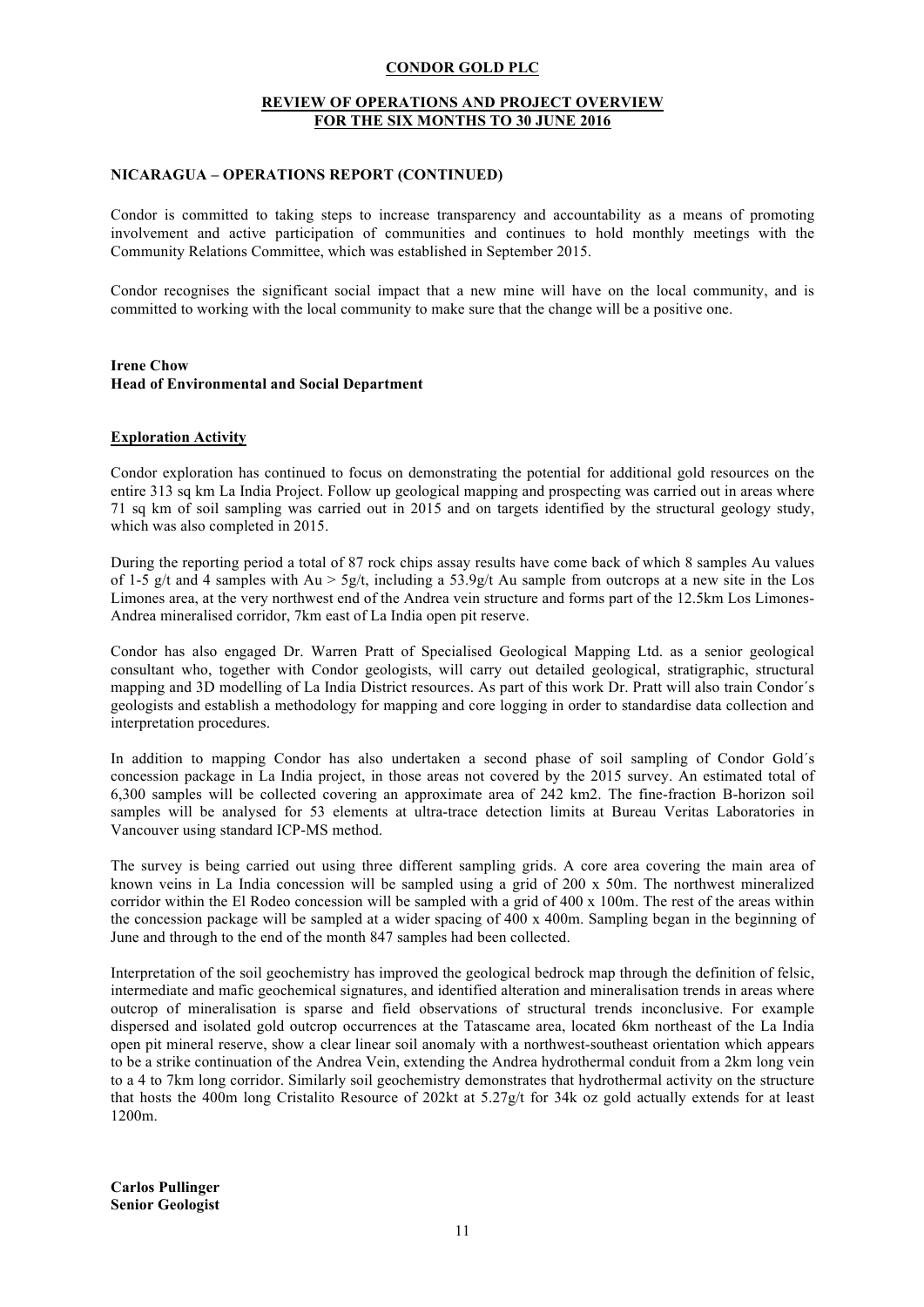**CONDOR GOLD PLC**

**REVIEW OF OPERATIONS AND PROJECT OVERVIEW FOR THE SIX MONTHS TO 30 JUNE 2016**

**NICARAGUA – OPERATIONS REPORT (CONTINUED)**

Condor is committed to taking steps to increase transparency and accountability as a means of promoting involvement and active participation of communities and continues to hold monthly meetings with the Community Relations Committee, which was established in September 2015.

Condor recognises the significant social impact that a new mine will have on the local community, and is committed to working with the local community to make sure that the change will be a positive one.

**Irene Chow**
**Head of Environmental and Social Department**

**Exploration Activity**

Condor exploration has continued to focus on demonstrating the potential for additional gold resources on the entire 313 sq km La India Project. Follow up geological mapping and prospecting was carried out in areas where 71 sq km of soil sampling was carried out in 2015 and on targets identified by the structural geology study, which was also completed in 2015.

During the reporting period a total of 87 rock chips assay results have come back of which 8 samples Au values of 1-5 g/t and 4 samples with Au > 5g/t, including a 53.9g/t Au sample from outcrops at a new site in the Los Limones area, at the very northwest end of the Andrea vein structure and forms part of the 12.5km Los Limones-Andrea mineralised corridor, 7km east of La India open pit reserve.

Condor has also engaged Dr. Warren Pratt of Specialised Geological Mapping Ltd. as a senior geological consultant who, together with Condor geologists, will carry out detailed geological, stratigraphic, structural mapping and 3D modelling of La India District resources. As part of this work Dr. Pratt will also train Condor´s geologists and establish a methodology for mapping and core logging in order to standardise data collection and interpretation procedures.

In addition to mapping Condor has also undertaken a second phase of soil sampling of Condor Gold´s concession package in La India project, in those areas not covered by the 2015 survey. An estimated total of 6,300 samples will be collected covering an approximate area of 242 km2. The fine-fraction B-horizon soil samples will be analysed for 53 elements at ultra-trace detection limits at Bureau Veritas Laboratories in Vancouver using standard ICP-MS method.

The survey is being carried out using three different sampling grids. A core area covering the main area of known veins in La India concession will be sampled using a grid of 200 x 50m. The northwest mineralized corridor within the El Rodeo concession will be sampled with a grid of 400 x 100m. The rest of the areas within the concession package will be sampled at a wider spacing of 400 x 400m. Sampling began in the beginning of June and through to the end of the month 847 samples had been collected.

Interpretation of the soil geochemistry has improved the geological bedrock map through the definition of felsic, intermediate and mafic geochemical signatures, and identified alteration and mineralisation trends in areas where outcrop of mineralisation is sparse and field observations of structural trends inconclusive. For example dispersed and isolated gold outcrop occurrences at the Tatascame area, located 6km northeast of the La India open pit mineral reserve, show a clear linear soil anomaly with a northwest-southeast orientation which appears to be a strike continuation of the Andrea Vein, extending the Andrea hydrothermal conduit from a 2km long vein to a 4 to 7km long corridor. Similarly soil geochemistry demonstrates that hydrothermal activity on the structure that hosts the 400m long Cristalito Resource of 202kt at 5.27g/t for 34k oz gold actually extends for at least 1200m.

**Carlos Pullinger**
**Senior Geologist**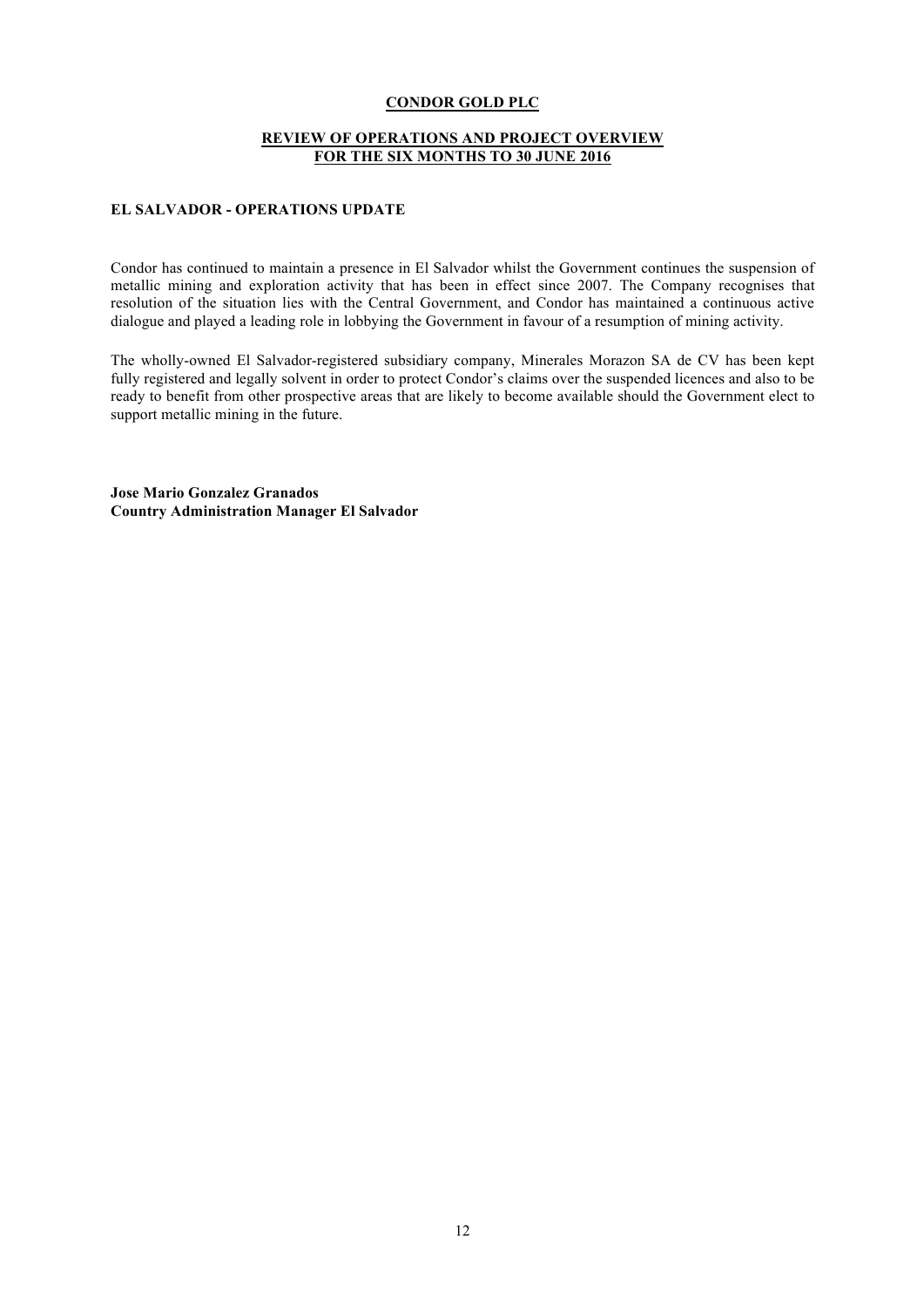**CONDOR GOLD PLC**

**REVIEW OF OPERATIONS AND PROJECT OVERVIEW FOR THE SIX MONTHS TO 30 JUNE 2016**

**EL SALVADOR - OPERATIONS UPDATE**

Condor has continued to maintain a presence in El Salvador whilst the Government continues the suspension of metallic mining and exploration activity that has been in effect since 2007. The Company recognises that resolution of the situation lies with the Central Government, and Condor has maintained a continuous active dialogue and played a leading role in lobbying the Government in favour of a resumption of mining activity.

The wholly-owned El Salvador-registered subsidiary company, Minerales Morazon SA de CV has been kept fully registered and legally solvent in order to protect Condor's claims over the suspended licences and also to be ready to benefit from other prospective areas that are likely to become available should the Government elect to support metallic mining in the future.

**Jose Mario Gonzalez Granados**
**Country Administration Manager El Salvador**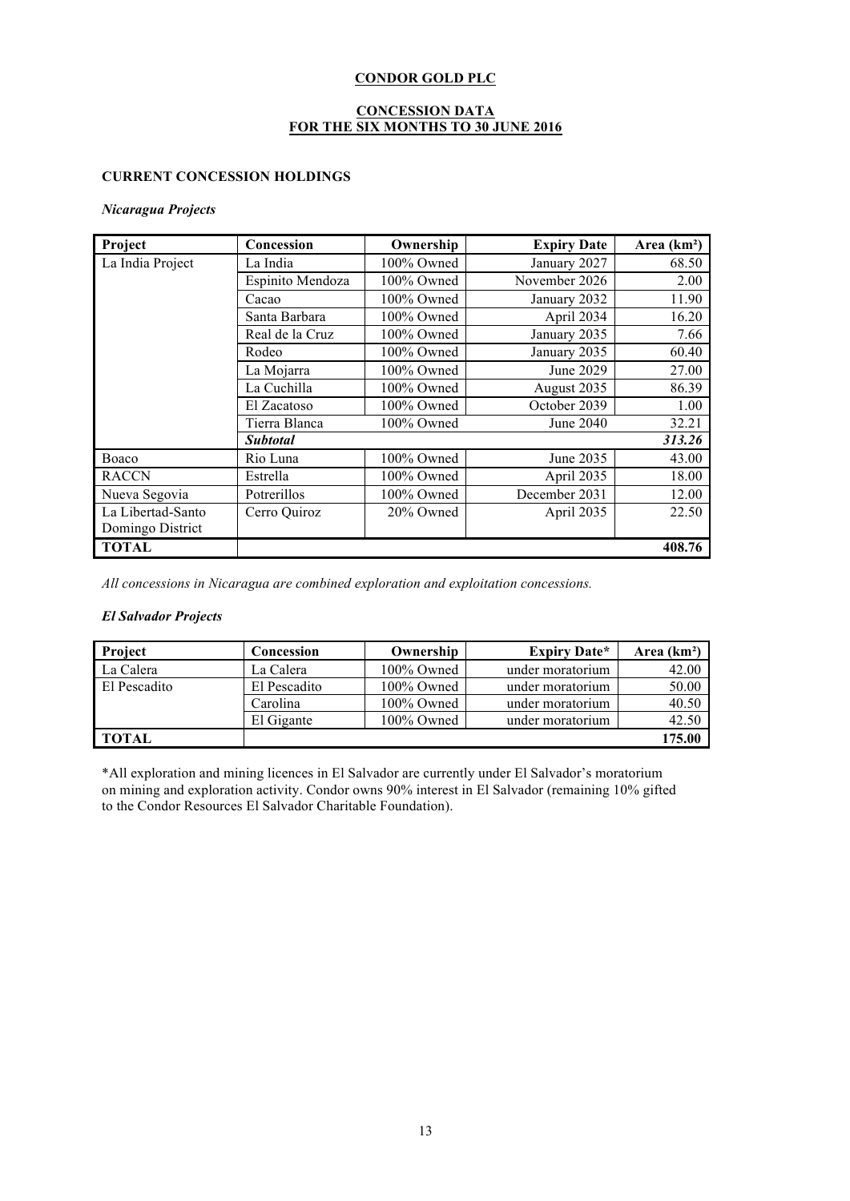# CONDOR GOLD PLC

## CONCESSION DATA
## FOR THE SIX MONTHS TO 30 JUNE 2016

### CURRENT CONCESSION HOLDINGS

#### *Nicaragua Projects*

| Project | Concession | Ownership | Expiry Date | Area (km²) |
|---|---|---|---|---|
| La India Project | La India | 100% Owned | January 2027 | 68.50 |
| | Espinito Mendoza | 100% Owned | November 2026 | 2.00 |
| | Cacao | 100% Owned | January 2032 | 11.90 |
| | Santa Barbara | 100% Owned | April 2034 | 16.20 |
| | Real de la Cruz | 100% Owned | January 2035 | 7.66 |
| | Rodeo | 100% Owned | January 2035 | 60.40 |
| | La Mojarra | 100% Owned | June 2029 | 27.00 |
| | La Cuchilla | 100% Owned | August 2035 | 86.39 |
| | El Zacatoso | 100% Owned | October 2039 | 1.00 |
| | Tierra Blanca | 100% Owned | June 2040 | 32.21 |
| | ***Subtotal*** | | | ***313.26*** |
| Boaco | Rio Luna | 100% Owned | June 2035 | 43.00 |
| RACCN | Estrella | 100% Owned | April 2035 | 18.00 |
| Nueva Segovia | Potrerillos | 100% Owned | December 2031 | 12.00 |
| La Libertad-Santo Domingo District | Cerro Quiroz | 20% Owned | April 2035 | 22.50 |
| **TOTAL** | | | | **408.76** |

*All concessions in Nicaragua are combined exploration and exploitation concessions.*

#### *El Salvador Projects*

| Project | Concession | Ownership | Expiry Date* | Area (km²) |
|---|---|---|---|---|
| La Calera | La Calera | 100% Owned | under moratorium | 42.00 |
| El Pescadito | El Pescadito | 100% Owned | under moratorium | 50.00 |
| | Carolina | 100% Owned | under moratorium | 40.50 |
| | El Gigante | 100% Owned | under moratorium | 42.50 |
| **TOTAL** | | | | **175.00** |

*All exploration and mining licences in El Salvador are currently under El Salvador's moratorium on mining and exploration activity. Condor owns 90% interest in El Salvador (remaining 10% gifted to the Condor Resources El Salvador Charitable Foundation).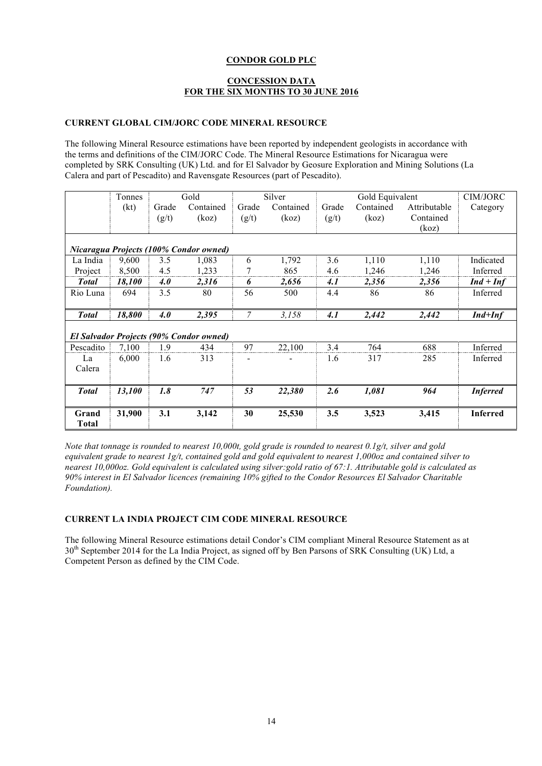**CONDOR GOLD PLC**

**CONCESSION DATA**
**FOR THE SIX MONTHS TO 30 JUNE 2016**

**CURRENT GLOBAL CIM/JORC CODE MINERAL RESOURCE**

The following Mineral Resource estimations have been reported by independent geologists in accordance with the terms and definitions of the CIM/JORC Code. The Mineral Resource Estimations for Nicaragua were completed by SRK Consulting (UK) Ltd. and for El Salvador by Geosure Exploration and Mining Solutions (La Calera and part of Pescadito) and Ravensgate Resources (part of Pescadito).

| | Tonnes | Gold | | Silver | | Gold Equivalent | | | CIM/JORC |
|---|---|---|---|---|---|---|---|---|---|
| | (kt) | Grade (g/t) | Contained (koz) | Grade (g/t) | Contained (koz) | Grade (g/t) | Contained (koz) | Attributable Contained (koz) | Category |
| ***Nicaragua Projects (100% Condor owned)*** | | | | | | | | | |
| La India | 9,600 | 3.5 | 1,083 | 6 | 1,792 | 3.6 | 1,110 | 1,110 | Indicated |
| Project | 8,500 | 4.5 | 1,233 | 7 | 865 | 4.6 | 1,246 | 1,246 | Inferred |
| ***Total*** | ***18,100*** | ***4.0*** | ***2,316*** | ***6*** | ***2,656*** | ***4.1*** | ***2,356*** | ***2,356*** | ***Ind + Inf*** |
| Rio Luna | 694 | 3.5 | 80 | 56 | 500 | 4.4 | 86 | 86 | Inferred |
| ***Total*** | ***18,800*** | ***4.0*** | ***2,395*** | *7* | *3,158* | ***4.1*** | ***2,442*** | ***2,442*** | ***Ind+Inf*** |
| ***El Salvador Projects (90% Condor owned)*** | | | | | | | | | |
| Pescadito | 7,100 | 1.9 | 434 | 97 | 22,100 | 3.4 | 764 | 688 | Inferred |
| La Calera | 6,000 | 1.6 | 313 | - | - | 1.6 | 317 | 285 | Inferred |
| ***Total*** | ***13,100*** | ***1.8*** | ***747*** | ***53*** | ***22,380*** | ***2.6*** | ***1,081*** | ***964*** | ***Inferred*** |
| **Grand Total** | **31,900** | **3.1** | **3,142** | **30** | **25,530** | **3.5** | **3,523** | **3,415** | **Inferred** |

*Note that tonnage is rounded to nearest 10,000t, gold grade is rounded to nearest 0.1g/t, silver and gold equivalent grade to nearest 1g/t, contained gold and gold equivalent to nearest 1,000oz and contained silver to nearest 10,000oz. Gold equivalent is calculated using silver:gold ratio of 67:1. Attributable gold is calculated as 90% interest in El Salvador licences (remaining 10% gifted to the Condor Resources El Salvador Charitable Foundation).*

**CURRENT LA INDIA PROJECT CIM CODE MINERAL RESOURCE**

The following Mineral Resource estimations detail Condor's CIM compliant Mineral Resource Statement as at 30th September 2014 for the La India Project, as signed off by Ben Parsons of SRK Consulting (UK) Ltd, a Competent Person as defined by the CIM Code.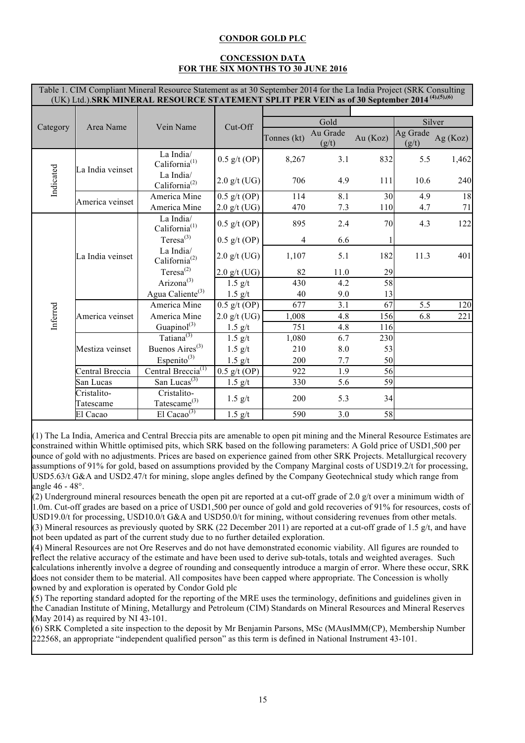**CONDOR GOLD PLC**

**CONCESSION DATA**
**FOR THE SIX MONTHS TO 30 JUNE 2016**

Table 1. CIM Compliant Mineral Resource Statement as at 30 September 2014 for the La India Project (SRK Consulting (UK) Ltd.).**SRK MINERAL RESOURCE STATEMENT SPLIT PER VEIN as of 30 September 2014** (4),(5),(6)

| Category | Area Name | Vein Name | Cut-Off | Gold | | | Silver | |
|---|---|---|---|---|---|---|---|---|
| | | | | Tonnes (kt) | Au Grade (g/t) | Au (Koz) | Ag Grade (g/t) | Ag (Koz) |
| Indicated | La India veinset | La India/ California(1) | 0.5 g/t (OP) | 8,267 | 3.1 | 832 | 5.5 | 1,462 |
| | | La India/ California(2) | 2.0 g/t (UG) | 706 | 4.9 | 111 | 10.6 | 240 |
| | America veinset | America Mine | 0.5 g/t (OP) | 114 | 8.1 | 30 | 4.9 | 18 |
| | | America Mine | 2.0 g/t (UG) | 470 | 7.3 | 110 | 4.7 | 71 |
| Inferred | La India veinset | La India/ California(1) | 0.5 g/t (OP) | 895 | 2.4 | 70 | 4.3 | 122 |
| | | Teresa(3) | 0.5 g/t (OP) | 4 | 6.6 | 1 | | |
| | | La India/ California(2) | 2.0 g/t (UG) | 1,107 | 5.1 | 182 | 11.3 | 401 |
| | | Teresa(2) | 2.0 g/t (UG) | 82 | 11.0 | 29 | | |
| | | Arizona(3) | 1.5 g/t | 430 | 4.2 | 58 | | |
| | | Agua Caliente(3) | 1.5 g/t | 40 | 9.0 | 13 | | |
| | America veinset | America Mine | 0.5 g/t (OP) | 677 | 3.1 | 67 | 5.5 | 120 |
| | | America Mine | 2.0 g/t (UG) | 1,008 | 4.8 | 156 | 6.8 | 221 |
| | | Guapinol(3) | 1.5 g/t | 751 | 4.8 | 116 | | |
| | Mestiza veinset | Tatiana(3) | 1.5 g/t | 1,080 | 6.7 | 230 | | |
| | | Buenos Aires(3) | 1.5 g/t | 210 | 8.0 | 53 | | |
| | | Espenito(3) | 1.5 g/t | 200 | 7.7 | 50 | | |
| | Central Breccia | Central Breccia(1) | 0.5 g/t (OP) | 922 | 1.9 | 56 | | |
| | San Lucas | San Lucas(3) | 1.5 g/t | 330 | 5.6 | 59 | | |
| | Cristalito-Tatescame | Cristalito-Tatescame(3) | 1.5 g/t | 200 | 5.3 | 34 | | |
| | El Cacao | El Cacao(3) | 1.5 g/t | 590 | 3.0 | 58 | | |

(1) The La India, America and Central Breccia pits are amenable to open pit mining and the Mineral Resource Estimates are constrained within Whittle optimised pits, which SRK based on the following parameters: A Gold price of USD1,500 per ounce of gold with no adjustments. Prices are based on experience gained from other SRK Projects. Metallurgical recovery assumptions of 91% for gold, based on assumptions provided by the Company Marginal costs of USD19.2/t for processing, USD5.63/t G&A and USD2.47/t for mining, slope angles defined by the Company Geotechnical study which range from angle 46 - 48°.

(2) Underground mineral resources beneath the open pit are reported at a cut-off grade of 2.0 g/t over a minimum width of 1.0m. Cut-off grades are based on a price of USD1,500 per ounce of gold and gold recoveries of 91% for resources, costs of USD19.0/t for processing, USD10.0/t G&A and USD50.0/t for mining, without considering revenues from other metals.

(3) Mineral resources as previously quoted by SRK (22 December 2011) are reported at a cut-off grade of 1.5 g/t, and have not been updated as part of the current study due to no further detailed exploration.

(4) Mineral Resources are not Ore Reserves and do not have demonstrated economic viability. All figures are rounded to reflect the relative accuracy of the estimate and have been used to derive sub-totals, totals and weighted averages. Such calculations inherently involve a degree of rounding and consequently introduce a margin of error. Where these occur, SRK does not consider them to be material. All composites have been capped where appropriate. The Concession is wholly owned by and exploration is operated by Condor Gold plc

(5) The reporting standard adopted for the reporting of the MRE uses the terminology, definitions and guidelines given in the Canadian Institute of Mining, Metallurgy and Petroleum (CIM) Standards on Mineral Resources and Mineral Reserves (May 2014) as required by NI 43-101.

(6) SRK Completed a site inspection to the deposit by Mr Benjamin Parsons, MSc (MAusIMM(CP), Membership Number 222568, an appropriate "independent qualified person" as this term is defined in National Instrument 43-101.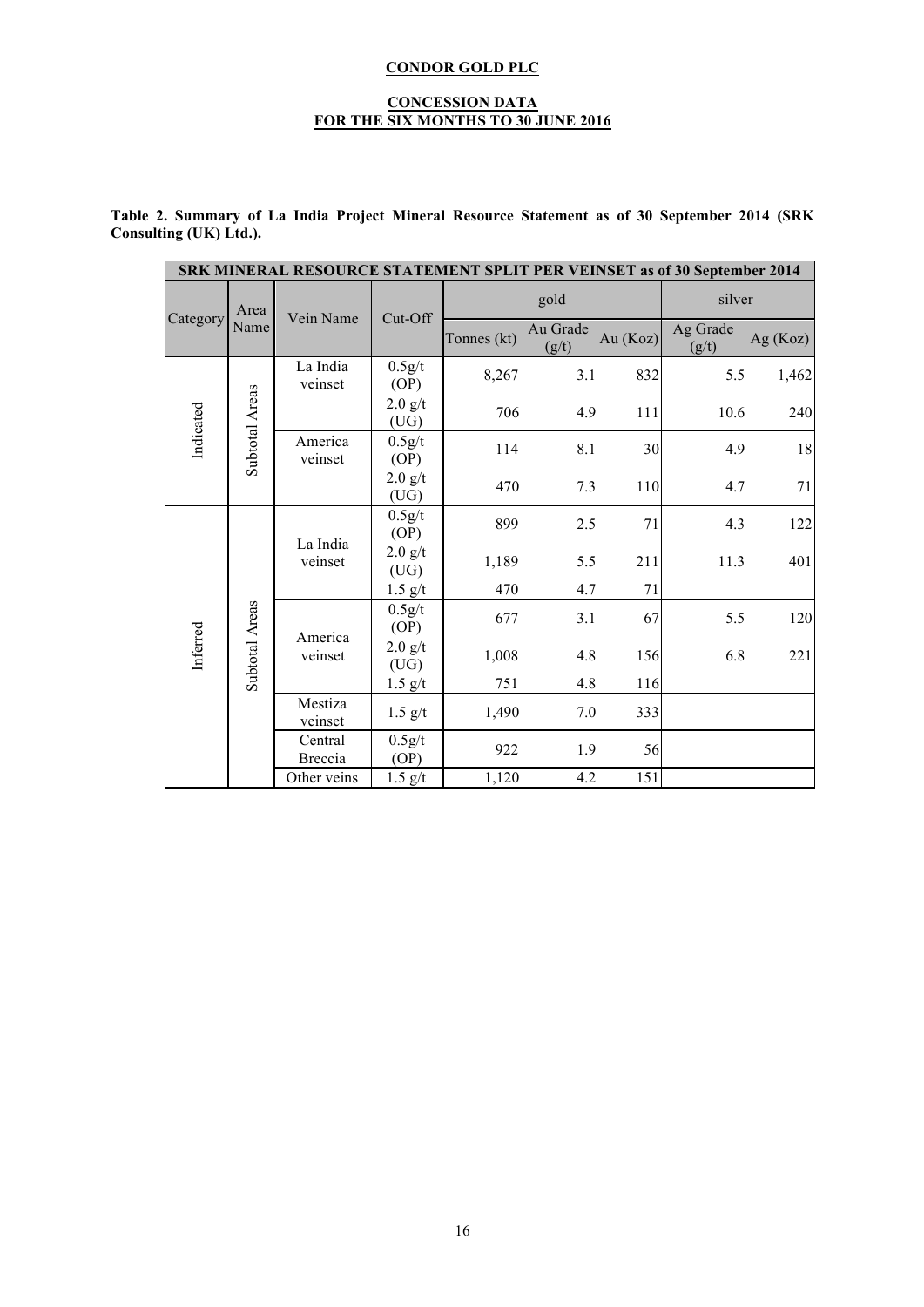**CONDOR GOLD PLC**

**CONCESSION DATA**
**FOR THE SIX MONTHS TO 30 JUNE 2016**

**Table 2. Summary of La India Project Mineral Resource Statement as of 30 September 2014 (SRK Consulting (UK) Ltd.).**

| SRK MINERAL RESOURCE STATEMENT SPLIT PER VEINSET as of 30 September 2014 | | | | | | | | |
|---|---|---|---|---|---|---|---|---|
| Category | Area Name | Vein Name | Cut-Off | gold | | | silver | |
| | | | | Tonnes (kt) | Au Grade (g/t) | Au (Koz) | Ag Grade (g/t) | Ag (Koz) |
| Indicated | Subtotal Areas | La India veinset | 0.5g/t (OP) | 8,267 | 3.1 | 832 | 5.5 | 1,462 |
| | | | 2.0 g/t (UG) | 706 | 4.9 | 111 | 10.6 | 240 |
| | | America veinset | 0.5g/t (OP) | 114 | 8.1 | 30 | 4.9 | 18 |
| | | | 2.0 g/t (UG) | 470 | 7.3 | 110 | 4.7 | 71 |
| Inferred | Subtotal Areas | La India veinset | 0.5g/t (OP) | 899 | 2.5 | 71 | 4.3 | 122 |
| | | | 2.0 g/t (UG) | 1,189 | 5.5 | 211 | 11.3 | 401 |
| | | | 1.5 g/t | 470 | 4.7 | 71 | | |
| | | America veinset | 0.5g/t (OP) | 677 | 3.1 | 67 | 5.5 | 120 |
| | | | 2.0 g/t (UG) | 1,008 | 4.8 | 156 | 6.8 | 221 |
| | | | 1.5 g/t | 751 | 4.8 | 116 | | |
| | | Mestiza veinset | 1.5 g/t | 1,490 | 7.0 | 333 | | |
| | | Central Breccia | 0.5g/t (OP) | 922 | 1.9 | 56 | | |
| | | Other veins | 1.5 g/t | 1,120 | 4.2 | 151 | | |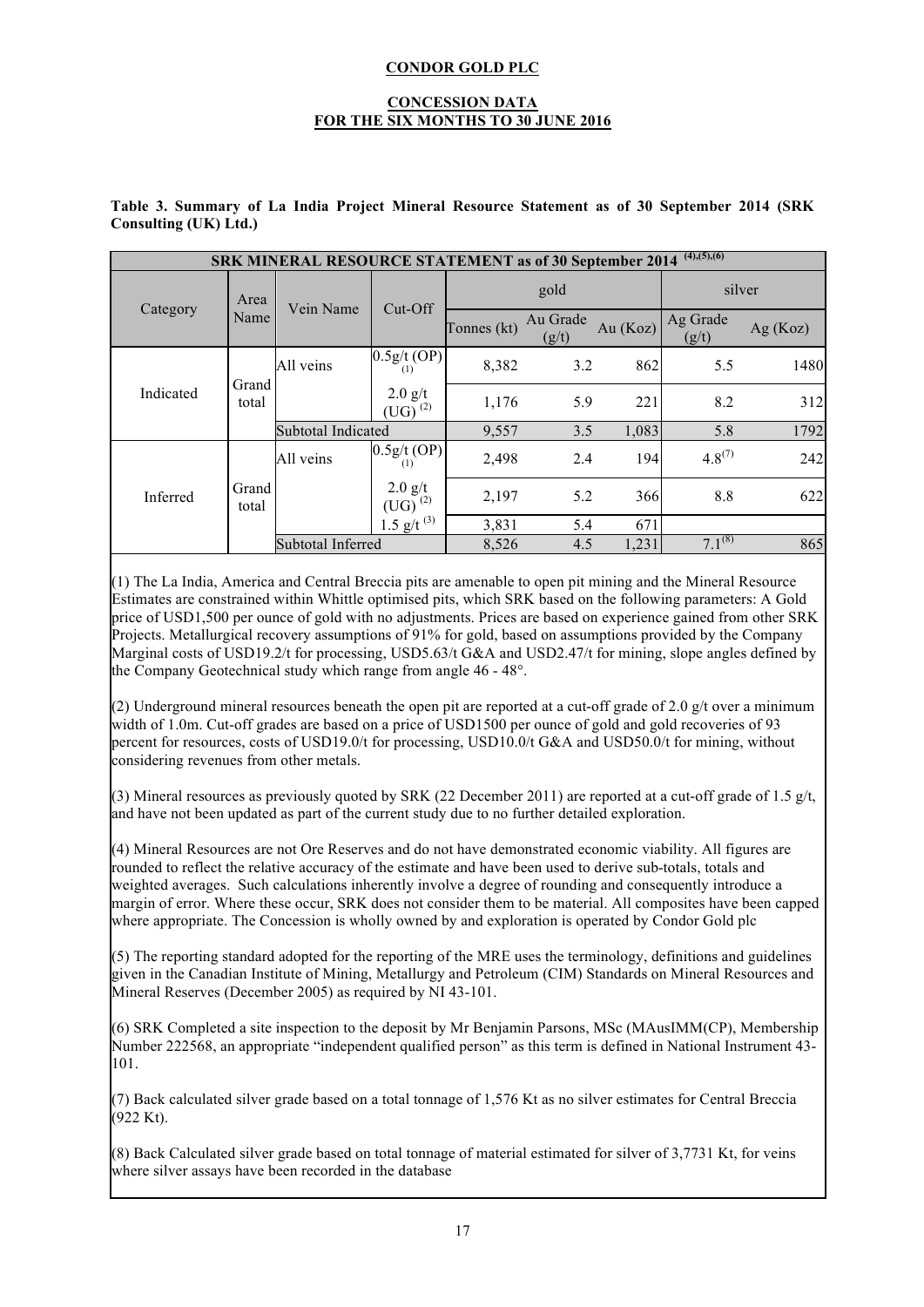**CONDOR GOLD PLC**

**CONCESSION DATA**
**FOR THE SIX MONTHS TO 30 JUNE 2016**

**Table 3. Summary of La India Project Mineral Resource Statement as of 30 September 2014 (SRK Consulting (UK) Ltd.)**

| SRK MINERAL RESOURCE STATEMENT as of 30 September 2014 (4),(5),(6) | | | | | | | | |
|---|---|---|---|---|---|---|---|---|
| Category | Area Name | Vein Name | Cut-Off | gold | | | silver | |
| | | | | Tonnes (kt) | Au Grade (g/t) | Au (Koz) | Ag Grade (g/t) | Ag (Koz) |
| Indicated | Grand total | All veins | 0.5g/t (OP) (1) | 8,382 | 3.2 | 862 | 5.5 | 1480 |
| | | | 2.0 g/t (UG) (2) | 1,176 | 5.9 | 221 | 8.2 | 312 |
| | | Subtotal Indicated | | 9,557 | 3.5 | 1,083 | 5.8 | 1792 |
| Inferred | Grand total | All veins | 0.5g/t (OP) (1) | 2,498 | 2.4 | 194 | 4.8 (7) | 242 |
| | | | 2.0 g/t (UG) (2) | 2,197 | 5.2 | 366 | 8.8 | 622 |
| | | | 1.5 g/t (3) | 3,831 | 5.4 | 671 | | |
| | | Subtotal Inferred | | 8,526 | 4.5 | 1,231 | 7.1 (8) | 865 |

(1) The La India, America and Central Breccia pits are amenable to open pit mining and the Mineral Resource Estimates are constrained within Whittle optimised pits, which SRK based on the following parameters: A Gold price of USD1,500 per ounce of gold with no adjustments. Prices are based on experience gained from other SRK Projects. Metallurgical recovery assumptions of 91% for gold, based on assumptions provided by the Company Marginal costs of USD19.2/t for processing, USD5.63/t G&A and USD2.47/t for mining, slope angles defined by the Company Geotechnical study which range from angle 46 - 48°.

(2) Underground mineral resources beneath the open pit are reported at a cut-off grade of 2.0 g/t over a minimum width of 1.0m. Cut-off grades are based on a price of USD1500 per ounce of gold and gold recoveries of 93 percent for resources, costs of USD19.0/t for processing, USD10.0/t G&A and USD50.0/t for mining, without considering revenues from other metals.

(3) Mineral resources as previously quoted by SRK (22 December 2011) are reported at a cut-off grade of 1.5 g/t, and have not been updated as part of the current study due to no further detailed exploration.

(4) Mineral Resources are not Ore Reserves and do not have demonstrated economic viability. All figures are rounded to reflect the relative accuracy of the estimate and have been used to derive sub-totals, totals and weighted averages. Such calculations inherently involve a degree of rounding and consequently introduce a margin of error. Where these occur, SRK does not consider them to be material. All composites have been capped where appropriate. The Concession is wholly owned by and exploration is operated by Condor Gold plc

(5) The reporting standard adopted for the reporting of the MRE uses the terminology, definitions and guidelines given in the Canadian Institute of Mining, Metallurgy and Petroleum (CIM) Standards on Mineral Resources and Mineral Reserves (December 2005) as required by NI 43-101.

(6) SRK Completed a site inspection to the deposit by Mr Benjamin Parsons, MSc (MAusIMM(CP), Membership Number 222568, an appropriate "independent qualified person" as this term is defined in National Instrument 43-101.

(7) Back calculated silver grade based on a total tonnage of 1,576 Kt as no silver estimates for Central Breccia (922 Kt).

(8) Back Calculated silver grade based on total tonnage of material estimated for silver of 3,7731 Kt, for veins where silver assays have been recorded in the database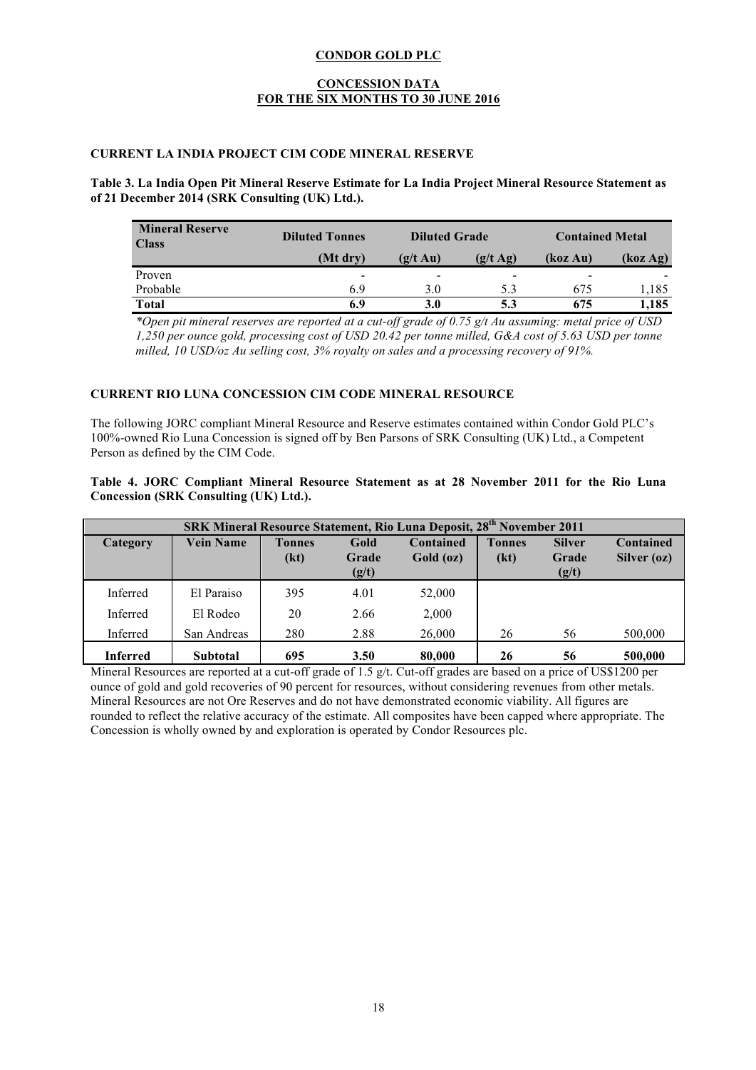**CONDOR GOLD PLC**

**CONCESSION DATA**
**FOR THE SIX MONTHS TO 30 JUNE 2016**

**CURRENT LA INDIA PROJECT CIM CODE MINERAL RESERVE**

**Table 3. La India Open Pit Mineral Reserve Estimate for La India Project Mineral Resource Statement as of 21 December 2014 (SRK Consulting (UK) Ltd.).**

| Mineral Reserve Class | Diluted Tonnes | Diluted Grade | | Contained Metal | |
|---|---|---|---|---|---|
| | (Mt dry) | (g/t Au) | (g/t Ag) | (koz Au) | (koz Ag) |
| Proven | - | - | - | - | - |
| Probable | 6.9 | 3.0 | 5.3 | 675 | 1,185 |
| **Total** | **6.9** | **3.0** | **5.3** | **675** | **1,185** |

*\*Open pit mineral reserves are reported at a cut-off grade of 0.75 g/t Au assuming: metal price of USD 1,250 per ounce gold, processing cost of USD 20.42 per tonne milled, G&A cost of 5.63 USD per tonne milled, 10 USD/oz Au selling cost, 3% royalty on sales and a processing recovery of 91%.*

**CURRENT RIO LUNA CONCESSION CIM CODE MINERAL RESOURCE**

The following JORC compliant Mineral Resource and Reserve estimates contained within Condor Gold PLC's 100%-owned Rio Luna Concession is signed off by Ben Parsons of SRK Consulting (UK) Ltd., a Competent Person as defined by the CIM Code.

**Table 4. JORC Compliant Mineral Resource Statement as at 28 November 2011 for the Rio Luna Concession (SRK Consulting (UK) Ltd.).**

| SRK Mineral Resource Statement, Rio Luna Deposit, 28th November 2011 | | | | | | | |
|---|---|---|---|---|---|---|---|
| **Category** | **Vein Name** | **Tonnes (kt)** | **Gold Grade (g/t)** | **Contained Gold (oz)** | **Tonnes (kt)** | **Silver Grade (g/t)** | **Contained Silver (oz)** |
| Inferred | El Paraiso | 395 | 4.01 | 52,000 | | | |
| Inferred | El Rodeo | 20 | 2.66 | 2,000 | | | |
| Inferred | San Andreas | 280 | 2.88 | 26,000 | 26 | 56 | 500,000 |
| **Inferred** | **Subtotal** | **695** | **3.50** | **80,000** | **26** | **56** | **500,000** |

Mineral Resources are reported at a cut-off grade of 1.5 g/t. Cut-off grades are based on a price of US$1200 per ounce of gold and gold recoveries of 90 percent for resources, without considering revenues from other metals. Mineral Resources are not Ore Reserves and do not have demonstrated economic viability. All figures are rounded to reflect the relative accuracy of the estimate. All composites have been capped where appropriate. The Concession is wholly owned by and exploration is operated by Condor Resources plc.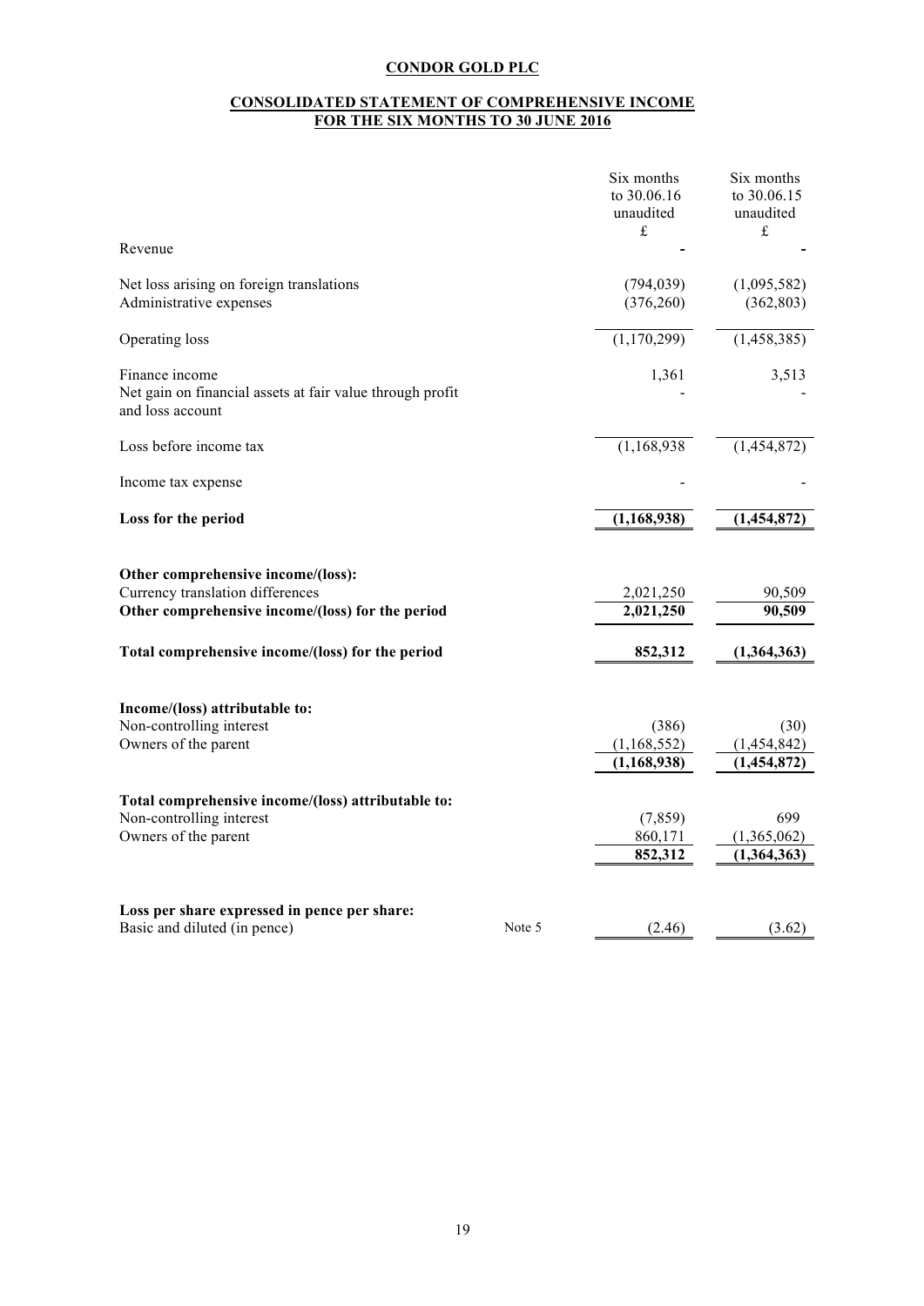**CONDOR GOLD PLC**

**CONSOLIDATED STATEMENT OF COMPREHENSIVE INCOME FOR THE SIX MONTHS TO 30 JUNE 2016**

| | | Six months to 30.06.16 unaudited £ | Six months to 30.06.15 unaudited £ |
|---|---|---|---|
| Revenue | | - | - |
| Net loss arising on foreign translations | | (794,039) | (1,095,582) |
| Administrative expenses | | (376,260) | (362,803) |
| Operating loss | | (1,170,299) | (1,458,385) |
| Finance income | | 1,361 | 3,513 |
| Net gain on financial assets at fair value through profit and loss account | | - | - |
| Loss before income tax | | (1,168,938 | (1,454,872) |
| Income tax expense | | - | - |
| **Loss for the period** | | **(1,168,938)** | **(1,454,872)** |
| **Other comprehensive income/(loss):** | | | |
| Currency translation differences | | 2,021,250 | 90,509 |
| **Other comprehensive income/(loss) for the period** | | **2,021,250** | **90,509** |
| **Total comprehensive income/(loss) for the period** | | **852,312** | **(1,364,363)** |
| **Income/(loss) attributable to:** | | | |
| Non-controlling interest | | (386) | (30) |
| Owners of the parent | | (1,168,552) | (1,454,842) |
| | | **(1,168,938)** | **(1,454,872)** |
| **Total comprehensive income/(loss) attributable to:** | | | |
| Non-controlling interest | | (7,859) | 699 |
| Owners of the parent | | 860,171 | (1,365,062) |
| | | **852,312** | **(1,364,363)** |
| **Loss per share expressed in pence per share:** | | | |
| Basic and diluted (in pence) | Note 5 | (2.46) | (3.62) |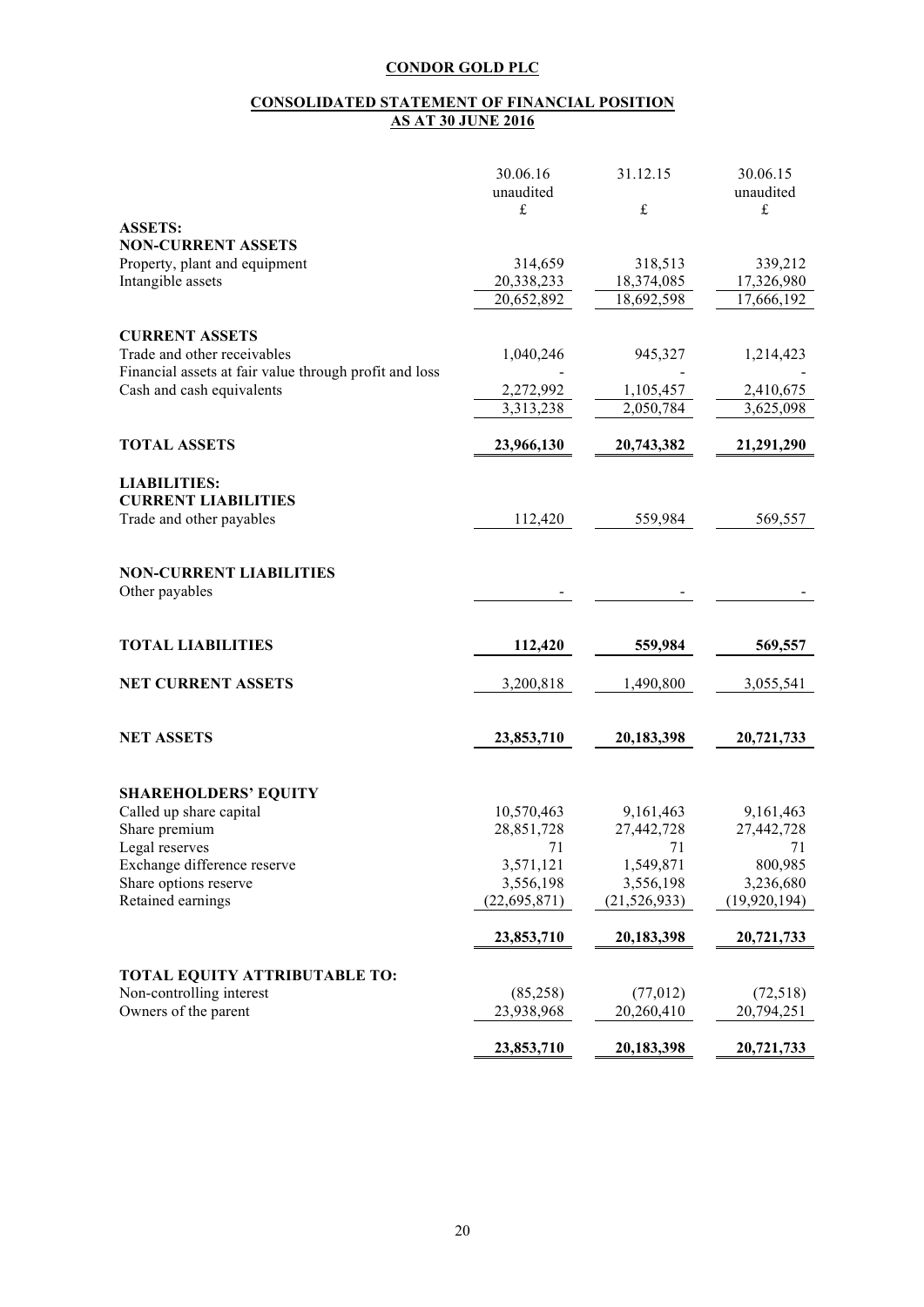# CONDOR GOLD PLC

## CONSOLIDATED STATEMENT OF FINANCIAL POSITION AS AT 30 JUNE 2016

| | 30.06.16 unaudited £ | 31.12.15 £ | 30.06.15 unaudited £ |
|---|---|---|---|
| **ASSETS:** | | | |
| **NON-CURRENT ASSETS** | | | |
| Property, plant and equipment | 314,659 | 318,513 | 339,212 |
| Intangible assets | 20,338,233 | 18,374,085 | 17,326,980 |
| | 20,652,892 | 18,692,598 | 17,666,192 |
| **CURRENT ASSETS** | | | |
| Trade and other receivables | 1,040,246 | 945,327 | 1,214,423 |
| Financial assets at fair value through profit and loss | - | - | - |
| Cash and cash equivalents | 2,272,992 | 1,105,457 | 2,410,675 |
| | 3,313,238 | 2,050,784 | 3,625,098 |
| **TOTAL ASSETS** | **23,966,130** | **20,743,382** | **21,291,290** |
| **LIABILITIES:** | | | |
| **CURRENT LIABILITIES** | | | |
| Trade and other payables | 112,420 | 559,984 | 569,557 |
| **NON-CURRENT LIABILITIES** | | | |
| Other payables | - | - | - |
| **TOTAL LIABILITIES** | **112,420** | **559,984** | **569,557** |
| **NET CURRENT ASSETS** | 3,200,818 | 1,490,800 | 3,055,541 |
| **NET ASSETS** | **23,853,710** | **20,183,398** | **20,721,733** |
| **SHAREHOLDERS' EQUITY** | | | |
| Called up share capital | 10,570,463 | 9,161,463 | 9,161,463 |
| Share premium | 28,851,728 | 27,442,728 | 27,442,728 |
| Legal reserves | 71 | 71 | 71 |
| Exchange difference reserve | 3,571,121 | 1,549,871 | 800,985 |
| Share options reserve | 3,556,198 | 3,556,198 | 3,236,680 |
| Retained earnings | (22,695,871) | (21,526,933) | (19,920,194) |
| | **23,853,710** | **20,183,398** | **20,721,733** |
| **TOTAL EQUITY ATTRIBUTABLE TO:** | | | |
| Non-controlling interest | (85,258) | (77,012) | (72,518) |
| Owners of the parent | 23,938,968 | 20,260,410 | 20,794,251 |
| | **23,853,710** | **20,183,398** | **20,721,733** |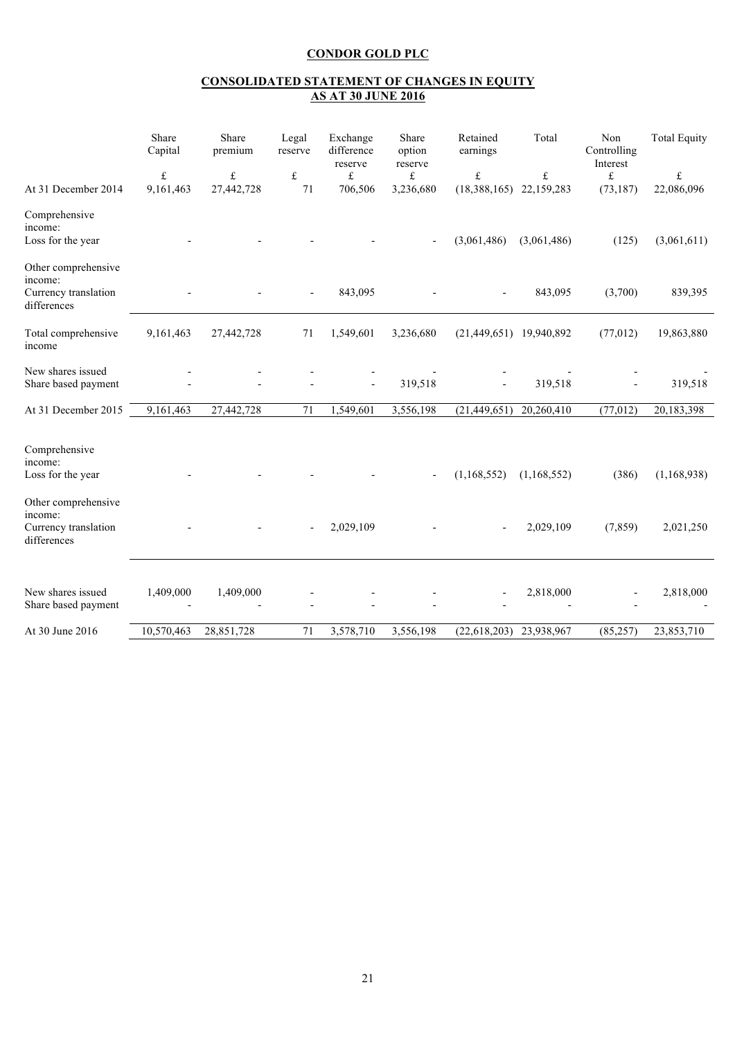**CONDOR GOLD PLC**

**CONSOLIDATED STATEMENT OF CHANGES IN EQUITY AS AT 30 JUNE 2016**

| | Share Capital | Share premium | Legal reserve | Exchange difference reserve | Share option reserve | Retained earnings | Total | Non Controlling Interest | Total Equity |
|---|---|---|---|---|---|---|---|---|---|
| | £ | £ | £ | £ | £ | £ | £ | £ | £ |
| At 31 December 2014 | 9,161,463 | 27,442,728 | 71 | 706,506 | 3,236,680 | (18,388,165) | 22,159,283 | (73,187) | 22,086,096 |
| Comprehensive income: | | | | | | | | | |
| Loss for the year | - | - | - | - | - | (3,061,486) | (3,061,486) | (125) | (3,061,611) |
| Other comprehensive income: | | | | | | | | | |
| Currency translation differences | - | - | - | 843,095 | - | - | 843,095 | (3,700) | 839,395 |
| Total comprehensive income | 9,161,463 | 27,442,728 | 71 | 1,549,601 | 3,236,680 | (21,449,651) | 19,940,892 | (77,012) | 19,863,880 |
| New shares issued | - | - | - | - | - | - | - | - | - |
| Share based payment | - | - | - | - | 319,518 | - | 319,518 | - | 319,518 |
| At 31 December 2015 | 9,161,463 | 27,442,728 | 71 | 1,549,601 | 3,556,198 | (21,449,651) | 20,260,410 | (77,012) | 20,183,398 |
| Comprehensive income: | | | | | | | | | |
| Loss for the year | - | - | - | - | - | (1,168,552) | (1,168,552) | (386) | (1,168,938) |
| Other comprehensive income: | | | | | | | | | |
| Currency translation differences | - | - | - | 2,029,109 | - | - | 2,029,109 | (7,859) | 2,021,250 |
| New shares issued | 1,409,000 | 1,409,000 | - | - | - | - | 2,818,000 | - | 2,818,000 |
| Share based payment | - | - | - | - | - | - | - | - | - |
| At 30 June 2016 | 10,570,463 | 28,851,728 | 71 | 3,578,710 | 3,556,198 | (22,618,203) | 23,938,967 | (85,257) | 23,853,710 |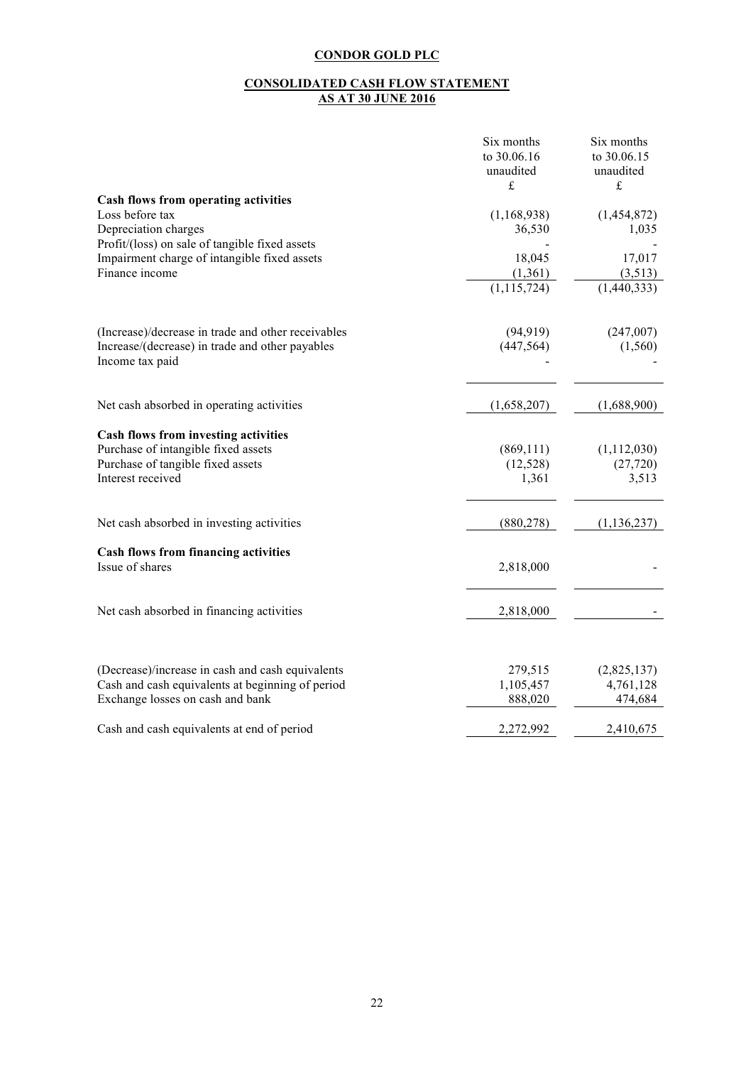**CONDOR GOLD PLC**

**CONSOLIDATED CASH FLOW STATEMENT AS AT 30 JUNE 2016**

| | Six months to 30.06.16 unaudited £ | Six months to 30.06.15 unaudited £ |
|---|---|---|
| **Cash flows from operating activities** | | |
| Loss before tax | (1,168,938) | (1,454,872) |
| Depreciation charges | 36,530 | 1,035 |
| Profit/(loss) on sale of tangible fixed assets | - | - |
| Impairment charge of intangible fixed assets | 18,045 | 17,017 |
| Finance income | (1,361) | (3,513) |
| | (1,115,724) | (1,440,333) |
| (Increase)/decrease in trade and other receivables | (94,919) | (247,007) |
| Increase/(decrease) in trade and other payables | (447,564) | (1,560) |
| Income tax paid | - | - |
| Net cash absorbed in operating activities | (1,658,207) | (1,688,900) |
| **Cash flows from investing activities** | | |
| Purchase of intangible fixed assets | (869,111) | (1,112,030) |
| Purchase of tangible fixed assets | (12,528) | (27,720) |
| Interest received | 1,361 | 3,513 |
| Net cash absorbed in investing activities | (880,278) | (1,136,237) |
| **Cash flows from financing activities** | | |
| Issue of shares | 2,818,000 | - |
| Net cash absorbed in financing activities | 2,818,000 | - |
| (Decrease)/increase in cash and cash equivalents | 279,515 | (2,825,137) |
| Cash and cash equivalents at beginning of period | 1,105,457 | 4,761,128 |
| Exchange losses on cash and bank | 888,020 | 474,684 |
| Cash and cash equivalents at end of period | 2,272,992 | 2,410,675 |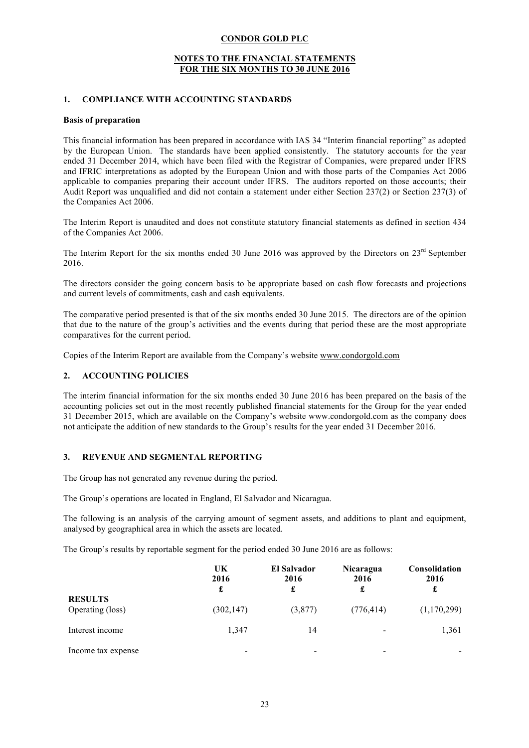**CONDOR GOLD PLC**

**NOTES TO THE FINANCIAL STATEMENTS**
**FOR THE SIX MONTHS TO 30 JUNE 2016**

## 1. COMPLIANCE WITH ACCOUNTING STANDARDS

**Basis of preparation**

This financial information has been prepared in accordance with IAS 34 "Interim financial reporting" as adopted by the European Union. The standards have been applied consistently. The statutory accounts for the year ended 31 December 2014, which have been filed with the Registrar of Companies, were prepared under IFRS and IFRIC interpretations as adopted by the European Union and with those parts of the Companies Act 2006 applicable to companies preparing their account under IFRS. The auditors reported on those accounts; their Audit Report was unqualified and did not contain a statement under either Section 237(2) or Section 237(3) of the Companies Act 2006.

The Interim Report is unaudited and does not constitute statutory financial statements as defined in section 434 of the Companies Act 2006.

The Interim Report for the six months ended 30 June 2016 was approved by the Directors on 23rd September 2016.

The directors consider the going concern basis to be appropriate based on cash flow forecasts and projections and current levels of commitments, cash and cash equivalents.

The comparative period presented is that of the six months ended 30 June 2015. The directors are of the opinion that due to the nature of the group's activities and the events during that period these are the most appropriate comparatives for the current period.

Copies of the Interim Report are available from the Company's website www.condorgold.com

## 2. ACCOUNTING POLICIES

The interim financial information for the six months ended 30 June 2016 has been prepared on the basis of the accounting policies set out in the most recently published financial statements for the Group for the year ended 31 December 2015, which are available on the Company's website www.condorgold.com as the company does not anticipate the addition of new standards to the Group's results for the year ended 31 December 2016.

## 3. REVENUE AND SEGMENTAL REPORTING

The Group has not generated any revenue during the period.

The Group's operations are located in England, El Salvador and Nicaragua.

The following is an analysis of the carrying amount of segment assets, and additions to plant and equipment, analysed by geographical area in which the assets are located.

The Group's results by reportable segment for the period ended 30 June 2016 are as follows:

| | UK 2016 £ | El Salvador 2016 £ | Nicaragua 2016 £ | Consolidation 2016 £ |
|---|---|---|---|---|
| **RESULTS** | | | | |
| Operating (loss) | (302,147) | (3,877) | (776,414) | (1,170,299) |
| Interest income | 1,347 | 14 | - | 1,361 |
| Income tax expense | - | - | - | - |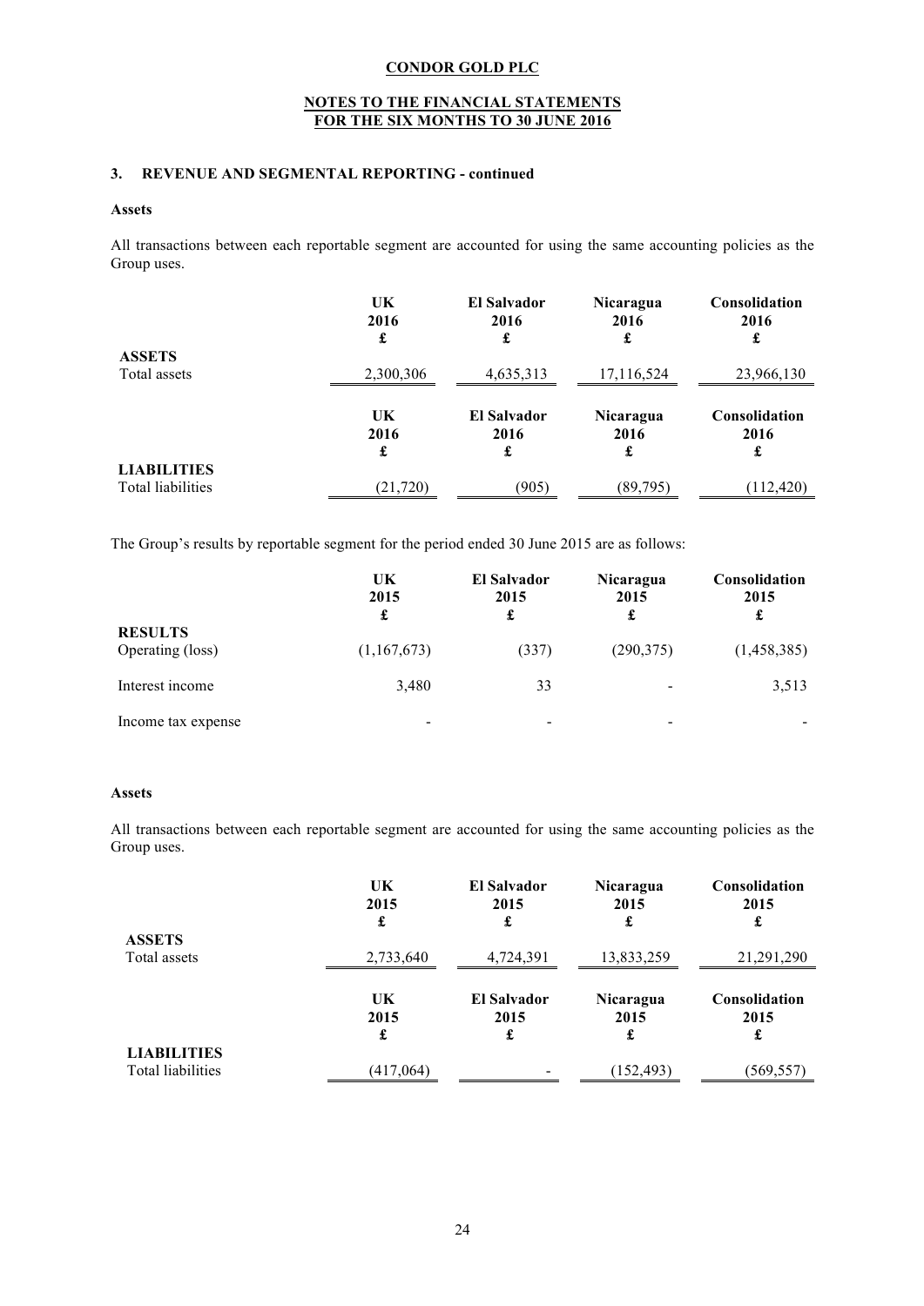**CONDOR GOLD PLC**

**NOTES TO THE FINANCIAL STATEMENTS**
**FOR THE SIX MONTHS TO 30 JUNE 2016**

### 3. REVENUE AND SEGMENTAL REPORTING - continued

**Assets**

All transactions between each reportable segment are accounted for using the same accounting policies as the Group uses.

| | UK<br>2016<br>£ | El Salvador<br>2016<br>£ | Nicaragua<br>2016<br>£ | Consolidation<br>2016<br>£ |
|---|---|---|---|---|
| **ASSETS** | | | | |
| Total assets | 2,300,306 | 4,635,313 | 17,116,524 | 23,966,130 |

| | UK<br>2016<br>£ | El Salvador<br>2016<br>£ | Nicaragua<br>2016<br>£ | Consolidation<br>2016<br>£ |
|---|---|---|---|---|
| **LIABILITIES** | | | | |
| Total liabilities | (21,720) | (905) | (89,795) | (112,420) |

The Group's results by reportable segment for the period ended 30 June 2015 are as follows:

| | UK<br>2015<br>£ | El Salvador<br>2015<br>£ | Nicaragua<br>2015<br>£ | Consolidation<br>2015<br>£ |
|---|---|---|---|---|
| **RESULTS** | | | | |
| Operating (loss) | (1,167,673) | (337) | (290,375) | (1,458,385) |
| Interest income | 3,480 | 33 | - | 3,513 |
| Income tax expense | - | - | - | - |

**Assets**

All transactions between each reportable segment are accounted for using the same accounting policies as the Group uses.

| | UK<br>2015<br>£ | El Salvador<br>2015<br>£ | Nicaragua<br>2015<br>£ | Consolidation<br>2015<br>£ |
|---|---|---|---|---|
| **ASSETS** | | | | |
| Total assets | 2,733,640 | 4,724,391 | 13,833,259 | 21,291,290 |

| | UK<br>2015<br>£ | El Salvador<br>2015<br>£ | Nicaragua<br>2015<br>£ | Consolidation<br>2015<br>£ |
|---|---|---|---|---|
| **LIABILITIES** | | | | |
| Total liabilities | (417,064) | - | (152,493) | (569,557) |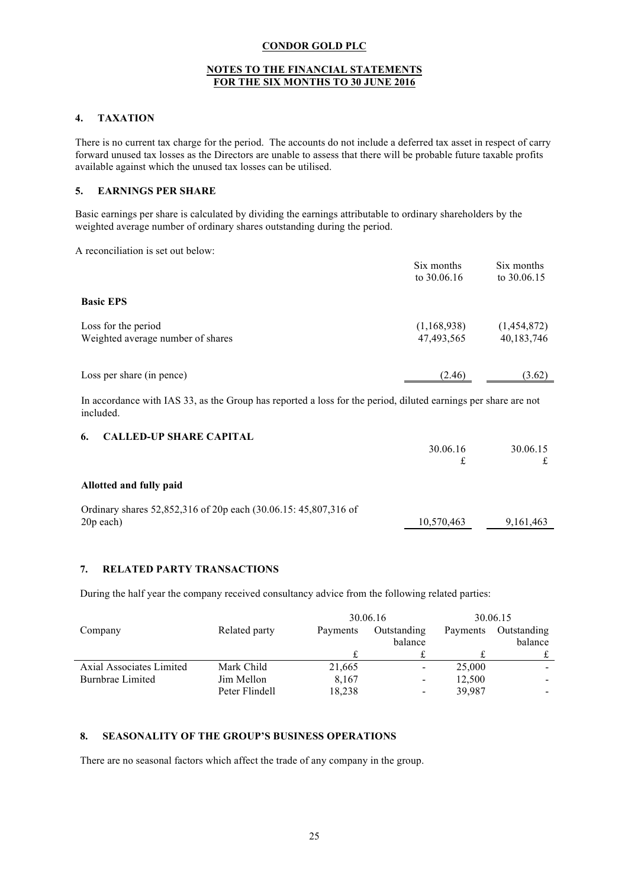**CONDOR GOLD PLC**

**NOTES TO THE FINANCIAL STATEMENTS FOR THE SIX MONTHS TO 30 JUNE 2016**

## 4. TAXATION

There is no current tax charge for the period. The accounts do not include a deferred tax asset in respect of carry forward unused tax losses as the Directors are unable to assess that there will be probable future taxable profits available against which the unused tax losses can be utilised.

## 5. EARNINGS PER SHARE

Basic earnings per share is calculated by dividing the earnings attributable to ordinary shareholders by the weighted average number of ordinary shares outstanding during the period.

A reconciliation is set out below:

| | Six months to 30.06.16 | Six months to 30.06.15 |
|---|---|---|
| **Basic EPS** | | |
| Loss for the period | (1,168,938) | (1,454,872) |
| Weighted average number of shares | 47,493,565 | 40,183,746 |
| Loss per share (in pence) | (2.46) | (3.62) |

In accordance with IAS 33, as the Group has reported a loss for the period, diluted earnings per share are not included.

## 6. CALLED-UP SHARE CAPITAL

| | 30.06.16 £ | 30.06.15 £ |
|---|---|---|
| **Allotted and fully paid** | | |
| Ordinary shares 52,852,316 of 20p each (30.06.15: 45,807,316 of 20p each) | 10,570,463 | 9,161,463 |

## 7. RELATED PARTY TRANSACTIONS

During the half year the company received consultancy advice from the following related parties:

| | | 30.06.16 | | 30.06.15 | |
|---|---|---|---|---|---|
| Company | Related party | Payments | Outstanding balance | Payments | Outstanding balance |
| | | £ | £ | £ | £ |
| Axial Associates Limited | Mark Child | 21,665 | - | 25,000 | - |
| Burnbrae Limited | Jim Mellon | 8,167 | - | 12,500 | - |
| | Peter Flindell | 18,238 | - | 39,987 | - |

## 8. SEASONALITY OF THE GROUP'S BUSINESS OPERATIONS

There are no seasonal factors which affect the trade of any company in the group.